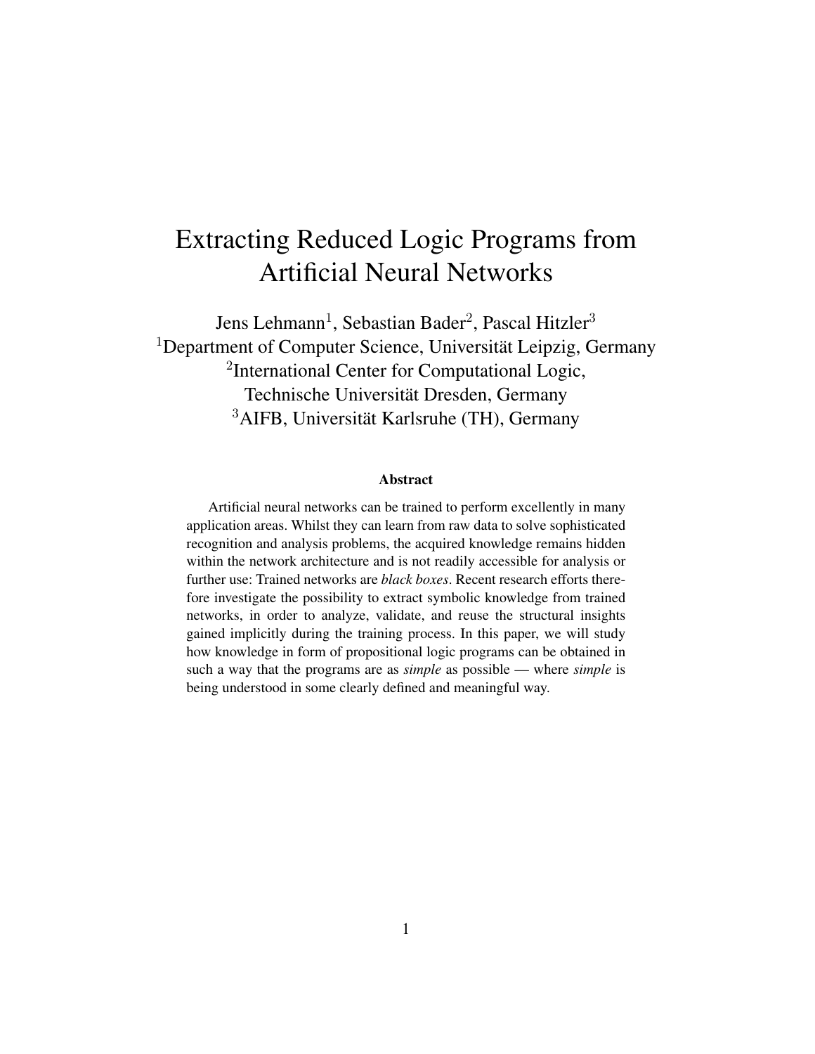# Extracting Reduced Logic Programs from Artificial Neural Networks

Jens Lehmann[1], Sebastian Bader[2], Pascal Hitzler[3]

[1]Department of Computer Science, Universität Leipzig, Germany

[2]International Center for Computational Logic, Technische Universität Dresden, Germany

[3]AIFB, Universität Karlsruhe (TH), Germany

### Abstract

Artificial neural networks can be trained to perform excellently in many application areas. Whilst they can learn from raw data to solve sophisticated recognition and analysis problems, the acquired knowledge remains hidden within the network architecture and is not readily accessible for analysis or further use: Trained networks are *black boxes*. Recent research efforts therefore investigate the possibility to extract symbolic knowledge from trained networks, in order to analyze, validate, and reuse the structural insights gained implicitly during the training process. In this paper, we will study how knowledge in form of propositional logic programs can be obtained in such a way that the programs are as *simple* as possible — where *simple* is being understood in some clearly defined and meaningful way.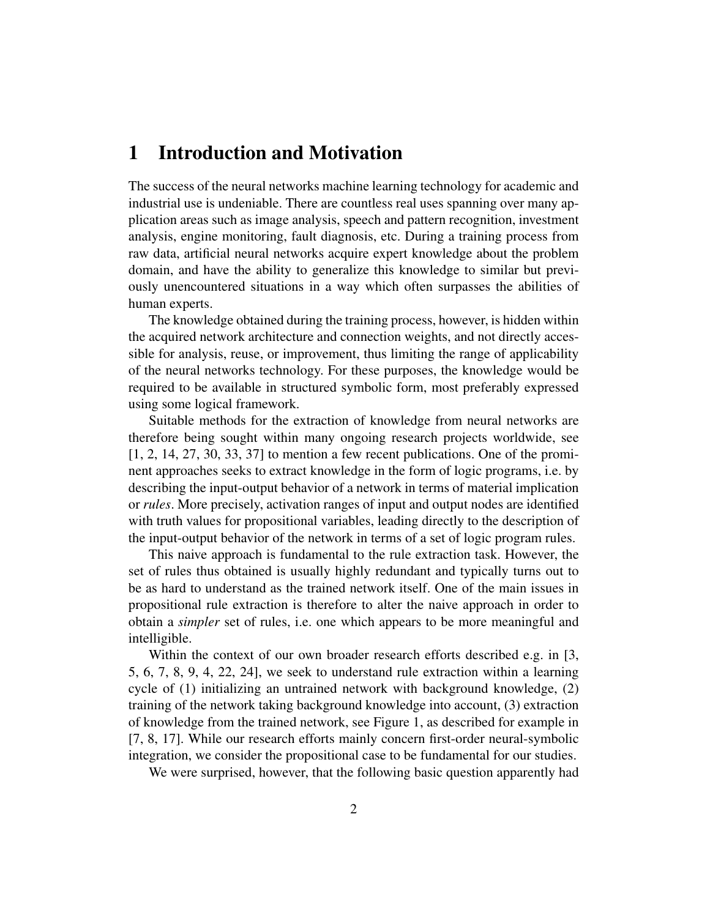# 1 Introduction and Motivation

The success of the neural networks machine learning technology for academic and industrial use is undeniable. There are countless real uses spanning over many application areas such as image analysis, speech and pattern recognition, investment analysis, engine monitoring, fault diagnosis, etc. During a training process from raw data, artificial neural networks acquire expert knowledge about the problem domain, and have the ability to generalize this knowledge to similar but previously unencountered situations in a way which often surpasses the abilities of human experts.

The knowledge obtained during the training process, however, is hidden within the acquired network architecture and connection weights, and not directly accessible for analysis, reuse, or improvement, thus limiting the range of applicability of the neural networks technology. For these purposes, the knowledge would be required to be available in structured symbolic form, most preferably expressed using some logical framework.

Suitable methods for the extraction of knowledge from neural networks are therefore being sought within many ongoing research projects worldwide, see [1, 2, 14, 27, 30, 33, 37] to mention a few recent publications. One of the prominent approaches seeks to extract knowledge in the form of logic programs, i.e. by describing the input-output behavior of a network in terms of material implication or *rules*. More precisely, activation ranges of input and output nodes are identified with truth values for propositional variables, leading directly to the description of the input-output behavior of the network in terms of a set of logic program rules.

This naive approach is fundamental to the rule extraction task. However, the set of rules thus obtained is usually highly redundant and typically turns out to be as hard to understand as the trained network itself. One of the main issues in propositional rule extraction is therefore to alter the naive approach in order to obtain a *simpler* set of rules, i.e. one which appears to be more meaningful and intelligible.

Within the context of our own broader research efforts described e.g. in [3, 5, 6, 7, 8, 9, 4, 22, 24], we seek to understand rule extraction within a learning cycle of (1) initializing an untrained network with background knowledge, (2) training of the network taking background knowledge into account, (3) extraction of knowledge from the trained network, see Figure 1, as described for example in [7, 8, 17]. While our research efforts mainly concern first-order neural-symbolic integration, we consider the propositional case to be fundamental for our studies.

We were surprised, however, that the following basic question apparently had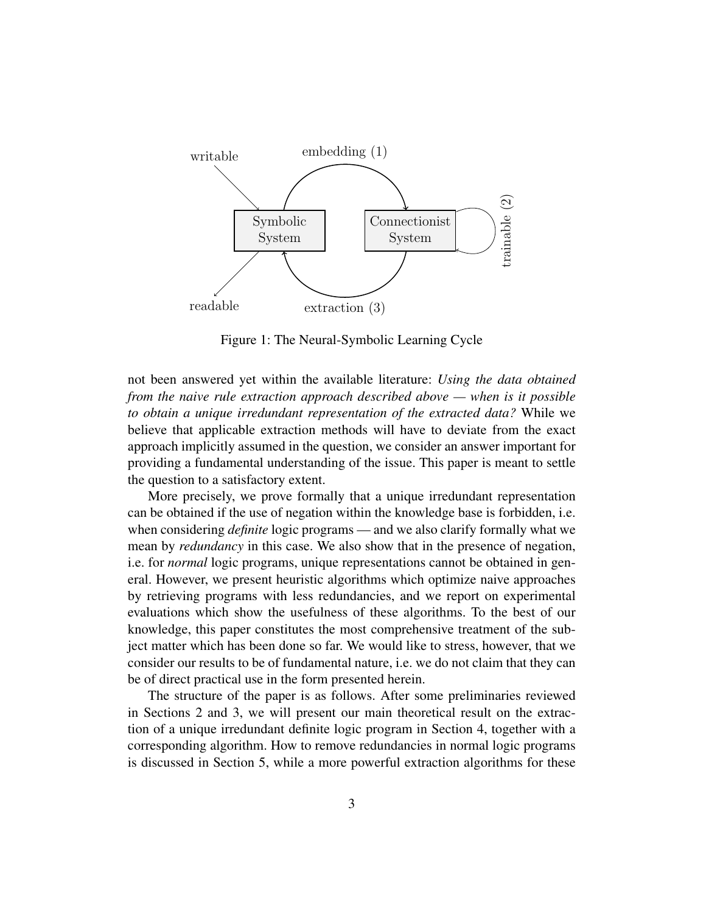Figure 1: The Neural-Symbolic Learning Cycle

not been answered yet within the available literature: *Using the data obtained from the naive rule extraction approach described above — when is it possible to obtain a unique irredundant representation of the extracted data?* While we believe that applicable extraction methods will have to deviate from the exact approach implicitly assumed in the question, we consider an answer important for providing a fundamental understanding of the issue. This paper is meant to settle the question to a satisfactory extent.

More precisely, we prove formally that a unique irredundant representation can be obtained if the use of negation within the knowledge base is forbidden, i.e. when considering *definite* logic programs — and we also clarify formally what we mean by *redundancy* in this case. We also show that in the presence of negation, i.e. for *normal* logic programs, unique representations cannot be obtained in general. However, we present heuristic algorithms which optimize naive approaches by retrieving programs with less redundancies, and we report on experimental evaluations which show the usefulness of these algorithms. To the best of our knowledge, this paper constitutes the most comprehensive treatment of the subject matter which has been done so far. We would like to stress, however, that we consider our results to be of fundamental nature, i.e. we do not claim that they can be of direct practical use in the form presented herein.

The structure of the paper is as follows. After some preliminaries reviewed in Sections 2 and 3, we will present our main theoretical result on the extraction of a unique irredundant definite logic program in Section 4, together with a corresponding algorithm. How to remove redundancies in normal logic programs is discussed in Section 5, while a more powerful extraction algorithms for these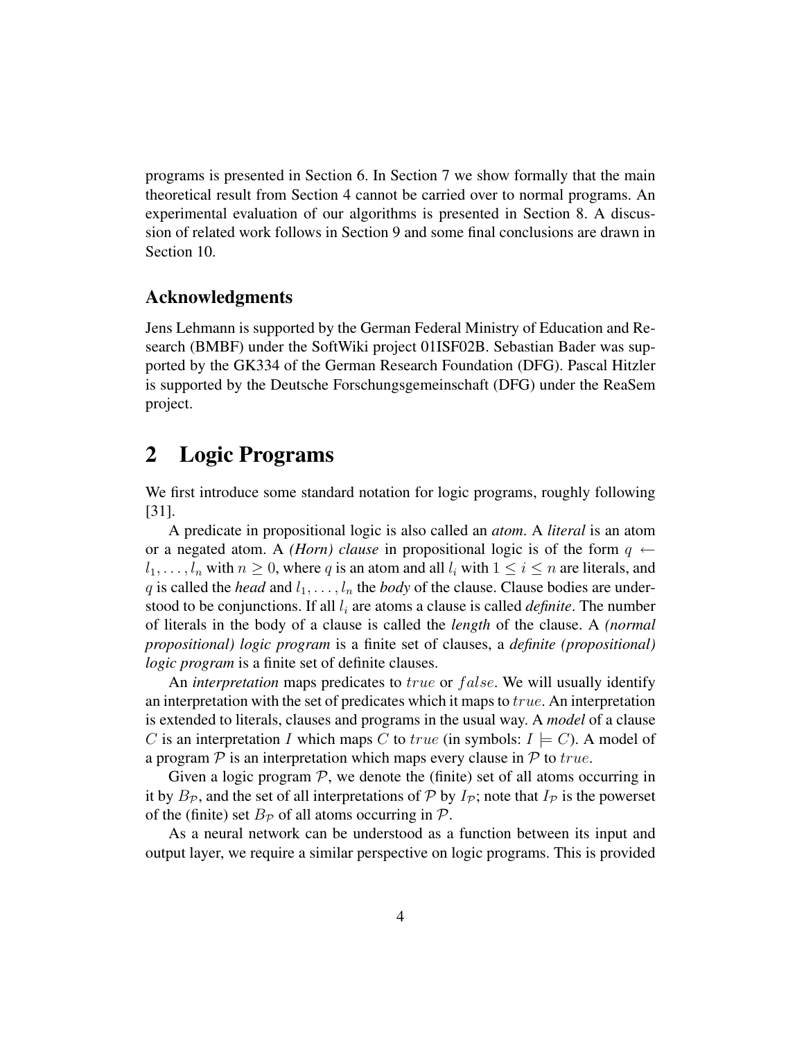programs is presented in Section 6. In Section 7 we show formally that the main theoretical result from Section 4 cannot be carried over to normal programs. An experimental evaluation of our algorithms is presented in Section 8. A discussion of related work follows in Section 9 and some final conclusions are drawn in Section 10.

### Acknowledgments

Jens Lehmann is supported by the German Federal Ministry of Education and Research (BMBF) under the SoftWiki project 01ISF02B. Sebastian Bader was supported by the GK334 of the German Research Foundation (DFG). Pascal Hitzler is supported by the Deutsche Forschungsgemeinschaft (DFG) under the ReaSem project.

## 2 Logic Programs

We first introduce some standard notation for logic programs, roughly following [31].

A predicate in propositional logic is also called an *atom*. A *literal* is an atom or a negated atom. A *(Horn) clause* in propositional logic is of the form $q \leftarrow l_1, \ldots, l_n$ with $n \geq 0$, where $q$ is an atom and all $l_i$ with $1 \leq i \leq n$ are literals, and $q$ is called the *head* and $l_1, \ldots, l_n$ the *body* of the clause. Clause bodies are understood to be conjunctions. If all $l_i$ are atoms a clause is called *definite*. The number of literals in the body of a clause is called the *length* of the clause. A *(normal propositional) logic program* is a finite set of clauses, a *definite (propositional) logic program* is a finite set of definite clauses.

An *interpretation* maps predicates to $true$ or $false$. We will usually identify an interpretation with the set of predicates which it maps to $true$. An interpretation is extended to literals, clauses and programs in the usual way. A *model* of a clause $C$ is an interpretation $I$ which maps $C$ to $true$ (in symbols: $I \models C$). A model of a program $\mathcal{P}$ is an interpretation which maps every clause in $\mathcal{P}$ to $true$.

Given a logic program $\mathcal{P}$, we denote the (finite) set of all atoms occurring in it by $B_{\mathcal{P}}$, and the set of all interpretations of $\mathcal{P}$ by $I_{\mathcal{P}}$; note that $I_{\mathcal{P}}$ is the powerset of the (finite) set $B_{\mathcal{P}}$ of all atoms occurring in $\mathcal{P}$.

As a neural network can be understood as a function between its input and output layer, we require a similar perspective on logic programs. This is provided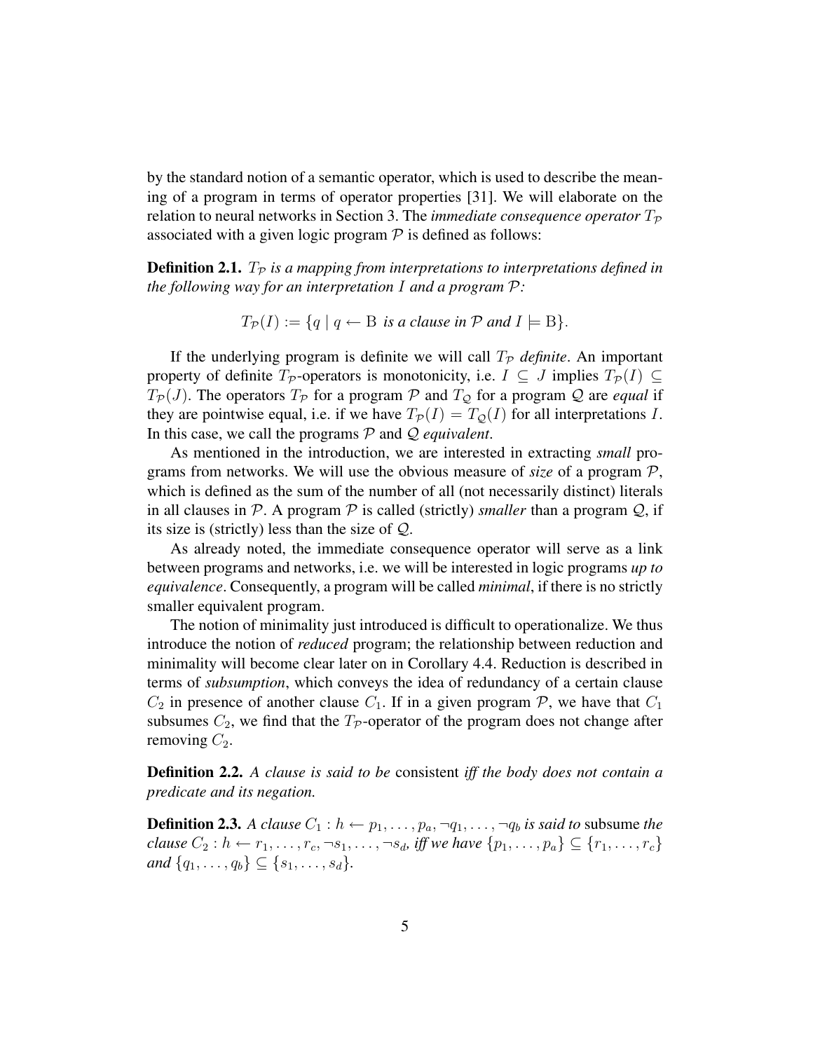by the standard notion of a semantic operator, which is used to describe the meaning of a program in terms of operator properties [31]. We will elaborate on the relation to neural networks in Section 3. The *immediate consequence operator* $T_{\mathcal{P}}$ associated with a given logic program $\mathcal{P}$ is defined as follows:

**Definition 2.1.** *$T_{\mathcal{P}}$ is a mapping from interpretations to interpretations defined in the following way for an interpretation $I$ and a program $\mathcal{P}$:*

$$T_{\mathcal{P}}(I) := \{q \mid q \leftarrow \mathrm{B} \text{ is a clause in } \mathcal{P} \text{ and } I \models \mathrm{B}\}.$$

If the underlying program is definite we will call $T_{\mathcal{P}}$ *definite*. An important property of definite $T_{\mathcal{P}}$-operators is monotonicity, i.e. $I \subseteq J$ implies $T_{\mathcal{P}}(I) \subseteq T_{\mathcal{P}}(J)$. The operators $T_{\mathcal{P}}$ for a program $\mathcal{P}$ and $T_{\mathcal{Q}}$ for a program $\mathcal{Q}$ are *equal* if they are pointwise equal, i.e. if we have $T_{\mathcal{P}}(I) = T_{\mathcal{Q}}(I)$ for all interpretations $I$. In this case, we call the programs $\mathcal{P}$ and $\mathcal{Q}$ *equivalent*.

As mentioned in the introduction, we are interested in extracting *small* programs from networks. We will use the obvious measure of *size* of a program $\mathcal{P}$, which is defined as the sum of the number of all (not necessarily distinct) literals in all clauses in $\mathcal{P}$. A program $\mathcal{P}$ is called (strictly) *smaller* than a program $\mathcal{Q}$, if its size is (strictly) less than the size of $\mathcal{Q}$.

As already noted, the immediate consequence operator will serve as a link between programs and networks, i.e. we will be interested in logic programs *up to equivalence*. Consequently, a program will be called *minimal*, if there is no strictly smaller equivalent program.

The notion of minimality just introduced is difficult to operationalize. We thus introduce the notion of *reduced* program; the relationship between reduction and minimality will become clear later on in Corollary 4.4. Reduction is described in terms of *subsumption*, which conveys the idea of redundancy of a certain clause $C_2$ in presence of another clause $C_1$. If in a given program $\mathcal{P}$, we have that $C_1$ subsumes $C_2$, we find that the $T_{\mathcal{P}}$-operator of the program does not change after removing $C_2$.

**Definition 2.2.** *A clause is said to be* consistent *iff the body does not contain a predicate and its negation.*

**Definition 2.3.** *A clause $C_1 : h \leftarrow p_1, \ldots, p_a, \neg q_1, \ldots, \neg q_b$ is said to* subsume *the clause $C_2 : h \leftarrow r_1, \ldots, r_c, \neg s_1, \ldots, \neg s_d$, iff we have $\{p_1, \ldots, p_a\} \subseteq \{r_1, \ldots, r_c\}$ and $\{q_1, \ldots, q_b\} \subseteq \{s_1, \ldots, s_d\}$.*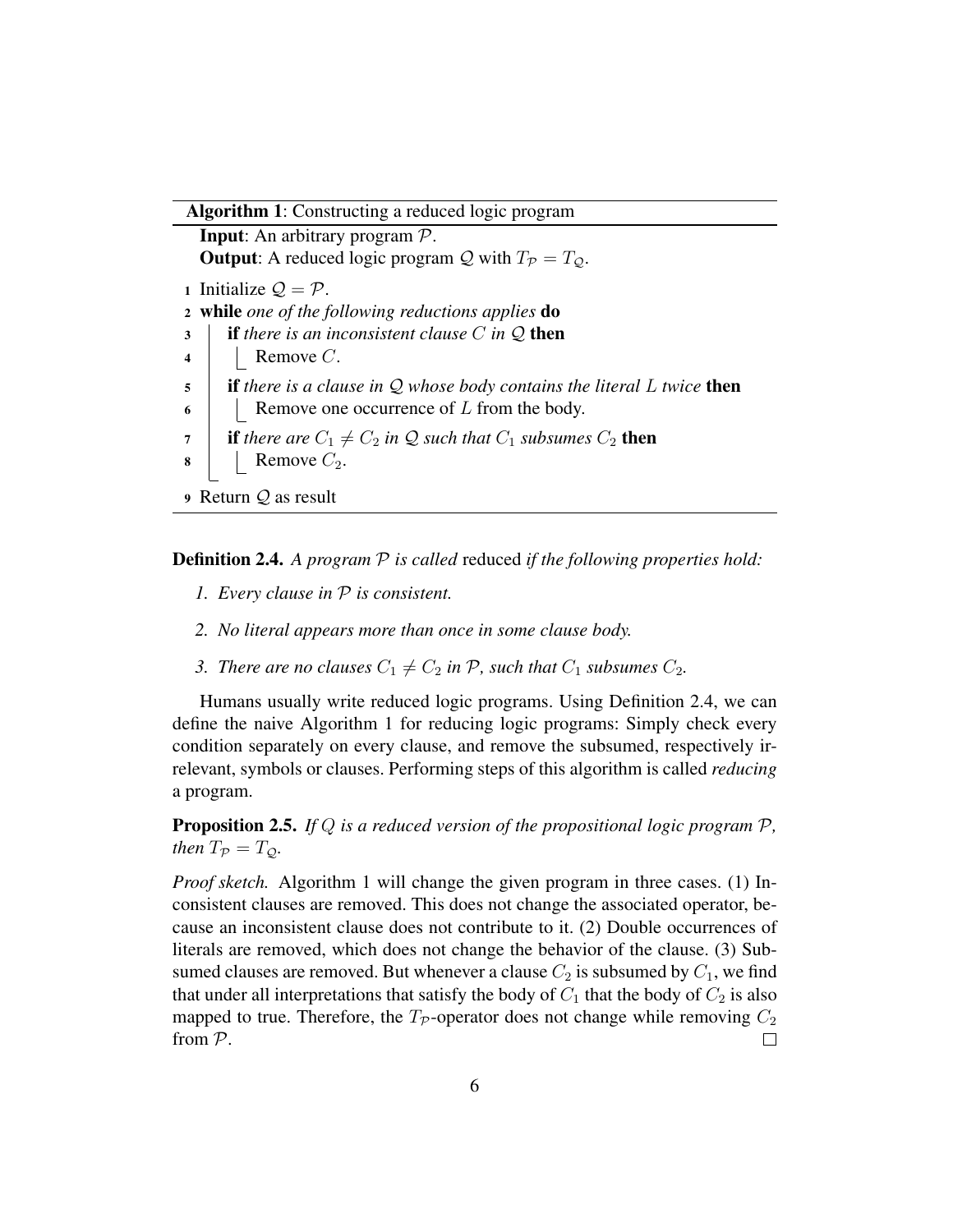**Algorithm 1**: Constructing a reduced logic program

```
  Input: An arbitrary program 𝒫.
  Output: A reduced logic program 𝒬 with T_𝒫 = T_𝒬.
1 Initialize 𝒬 = 𝒫.
2 while one of the following reductions applies do
3     if there is an inconsistent clause C in 𝒬 then
4         Remove C.
5     if there is a clause in 𝒬 whose body contains the literal L twice then
6         Remove one occurrence of L from the body.
7     if there are C_1 ≠ C_2 in 𝒬 such that C_1 subsumes C_2 then
8         Remove C_2.
9 Return 𝒬 as result
```

**Definition 2.4.** *A program $\mathcal{P}$ is called* reduced *if the following properties hold:*

1. *Every clause in $\mathcal{P}$ is consistent.*
2. *No literal appears more than once in some clause body.*
3. *There are no clauses $C_1 \neq C_2$ in $\mathcal{P}$, such that $C_1$ subsumes $C_2$.*

Humans usually write reduced logic programs. Using Definition 2.4, we can define the naive Algorithm 1 for reducing logic programs: Simply check every condition separately on every clause, and remove the subsumed, respectively irrelevant, symbols or clauses. Performing steps of this algorithm is called *reducing* a program.

**Proposition 2.5.** *If $Q$ is a reduced version of the propositional logic program $\mathcal{P}$, then $T_{\mathcal{P}} = T_{\mathcal{Q}}$.*

*Proof sketch.* Algorithm 1 will change the given program in three cases. (1) Inconsistent clauses are removed. This does not change the associated operator, because an inconsistent clause does not contribute to it. (2) Double occurrences of literals are removed, which does not change the behavior of the clause. (3) Subsumed clauses are removed. But whenever a clause $C_2$ is subsumed by $C_1$, we find that under all interpretations that satisfy the body of $C_1$ that the body of $C_2$ is also mapped to true. Therefore, the $T_{\mathcal{P}}$-operator does not change while removing $C_2$ from $\mathcal{P}$. □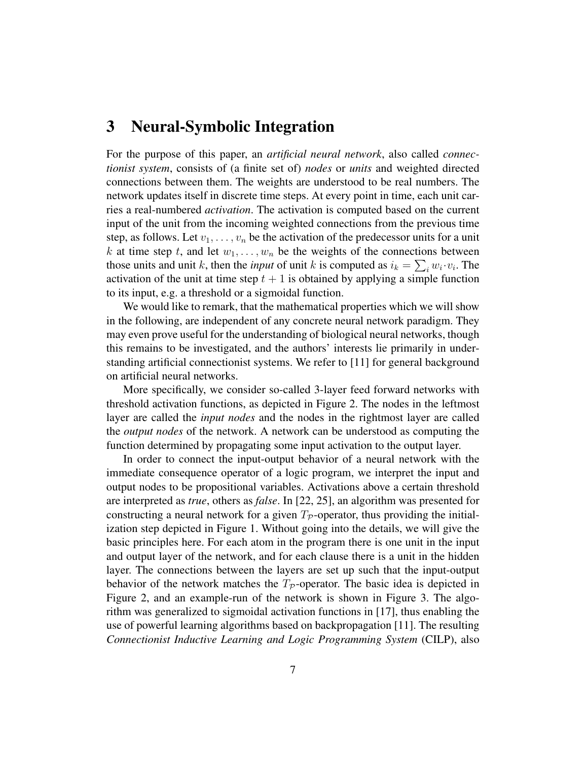# 3 Neural-Symbolic Integration

For the purpose of this paper, an *artificial neural network*, also called *connectionist system*, consists of (a finite set of) *nodes* or *units* and weighted directed connections between them. The weights are understood to be real numbers. The network updates itself in discrete time steps. At every point in time, each unit carries a real-numbered *activation*. The activation is computed based on the current input of the unit from the incoming weighted connections from the previous time step, as follows. Let $v_1, \ldots, v_n$ be the activation of the predecessor units for a unit $k$ at time step $t$, and let $w_1, \ldots, w_n$ be the weights of the connections between those units and unit $k$, then the *input* of unit $k$ is computed as $i_k = \sum_i w_i \cdot v_i$. The activation of the unit at time step $t + 1$ is obtained by applying a simple function to its input, e.g. a threshold or a sigmoidal function.

We would like to remark, that the mathematical properties which we will show in the following, are independent of any concrete neural network paradigm. They may even prove useful for the understanding of biological neural networks, though this remains to be investigated, and the authors' interests lie primarily in understanding artificial connectionist systems. We refer to [11] for general background on artificial neural networks.

More specifically, we consider so-called 3-layer feed forward networks with threshold activation functions, as depicted in Figure 2. The nodes in the leftmost layer are called the *input nodes* and the nodes in the rightmost layer are called the *output nodes* of the network. A network can be understood as computing the function determined by propagating some input activation to the output layer.

In order to connect the input-output behavior of a neural network with the immediate consequence operator of a logic program, we interpret the input and output nodes to be propositional variables. Activations above a certain threshold are interpreted as *true*, others as *false*. In [22, 25], an algorithm was presented for constructing a neural network for a given $T_{\mathcal{P}}$-operator, thus providing the initialization step depicted in Figure 1. Without going into the details, we will give the basic principles here. For each atom in the program there is one unit in the input and output layer of the network, and for each clause there is a unit in the hidden layer. The connections between the layers are set up such that the input-output behavior of the network matches the $T_{\mathcal{P}}$-operator. The basic idea is depicted in Figure 2, and an example-run of the network is shown in Figure 3. The algorithm was generalized to sigmoidal activation functions in [17], thus enabling the use of powerful learning algorithms based on backpropagation [11]. The resulting *Connectionist Inductive Learning and Logic Programming System* (CILP), also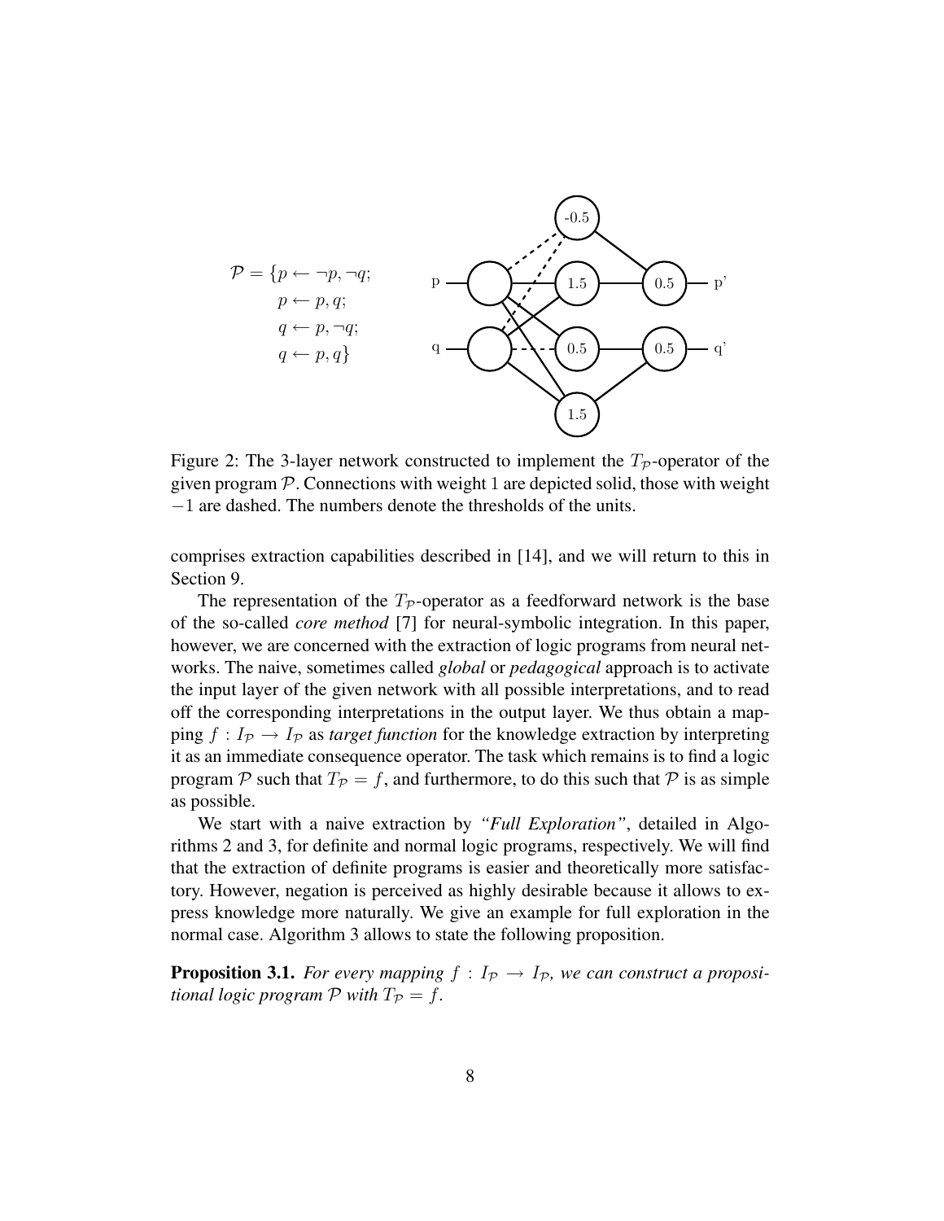$$\mathcal{P} = \{p \leftarrow \neg p, \neg q;$$
$$p \leftarrow p, q;$$
$$q \leftarrow p, \neg q;$$
$$q \leftarrow p, q\}$$

Figure 2: The 3-layer network constructed to implement the $T_{\mathcal{P}}$-operator of the given program $\mathcal{P}$. Connections with weight 1 are depicted solid, those with weight $-1$ are dashed. The numbers denote the thresholds of the units.

comprises extraction capabilities described in [14], and we will return to this in Section 9.

The representation of the $T_{\mathcal{P}}$-operator as a feedforward network is the base of the so-called *core method* [7] for neural-symbolic integration. In this paper, however, we are concerned with the extraction of logic programs from neural networks. The naive, sometimes called *global* or *pedagogical* approach is to activate the input layer of the given network with all possible interpretations, and to read off the corresponding interpretations in the output layer. We thus obtain a mapping $f : I_{\mathcal{P}} \rightarrow I_{\mathcal{P}}$ as *target function* for the knowledge extraction by interpreting it as an immediate consequence operator. The task which remains is to find a logic program $\mathcal{P}$ such that $T_{\mathcal{P}} = f$, and furthermore, to do this such that $\mathcal{P}$ is as simple as possible.

We start with a naive extraction by *"Full Exploration"*, detailed in Algorithms 2 and 3, for definite and normal logic programs, respectively. We will find that the extraction of definite programs is easier and theoretically more satisfactory. However, negation is perceived as highly desirable because it allows to express knowledge more naturally. We give an example for full exploration in the normal case. Algorithm 3 allows to state the following proposition.

**Proposition 3.1.** *For every mapping $f : I_{\mathcal{P}} \rightarrow I_{\mathcal{P}}$, we can construct a propositional logic program $\mathcal{P}$ with $T_{\mathcal{P}} = f$.*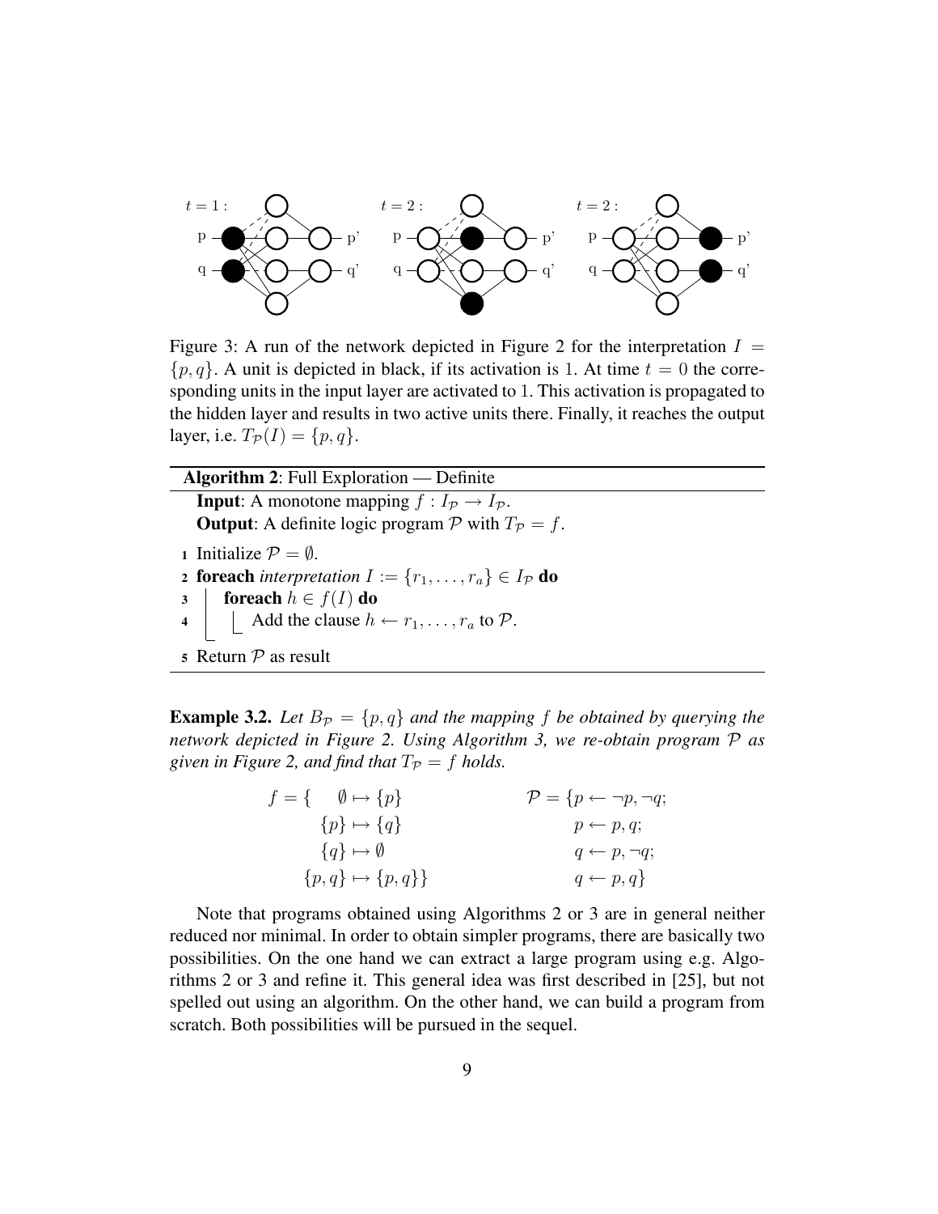Figure 3: A run of the network depicted in Figure 2 for the interpretation $I = \{p, q\}$. A unit is depicted in black, if its activation is 1. At time $t = 0$ the corresponding units in the input layer are activated to 1. This activation is propagated to the hidden layer and results in two active units there. Finally, it reaches the output layer, i.e. $T_{\mathcal{P}}(I) = \{p, q\}$.

---

**Algorithm 2**: Full Exploration — Definite

**Input**: A monotone mapping $f : I_{\mathcal{P}} \rightarrow I_{\mathcal{P}}$.
**Output**: A definite logic program $\mathcal{P}$ with $T_{\mathcal{P}} = f$.

1. Initialize $\mathcal{P} = \emptyset$.
2. **foreach** *interpretation* $I := \{r_1, \ldots, r_a\} \in I_{\mathcal{P}}$ **do**
3. &nbsp;&nbsp;&nbsp;&nbsp;**foreach** $h \in f(I)$ **do**
4. &nbsp;&nbsp;&nbsp;&nbsp;&nbsp;&nbsp;&nbsp;&nbsp;Add the clause $h \leftarrow r_1, \ldots, r_a$ to $\mathcal{P}$.
5. Return $\mathcal{P}$ as result

---

**Example 3.2.** *Let $B_{\mathcal{P}} = \{p, q\}$ and the mapping $f$ be obtained by querying the network depicted in Figure 2. Using Algorithm 3, we re-obtain program $\mathcal{P}$ as given in Figure 2, and find that $T_{\mathcal{P}} = f$ holds.*

$$
f = \{ \quad \emptyset \mapsto \{p\} \qquad\qquad \mathcal{P} = \{p \leftarrow \neg p, \neg q;
$$
$$
\{p\} \mapsto \{q\} \qquad\qquad p \leftarrow p, q;
$$
$$
\{q\} \mapsto \emptyset \qquad\qquad q \leftarrow p, \neg q;
$$
$$
\{p, q\} \mapsto \{p, q\}\} \qquad\qquad q \leftarrow p, q\}
$$

Note that programs obtained using Algorithms 2 or 3 are in general neither reduced nor minimal. In order to obtain simpler programs, there are basically two possibilities. On the one hand we can extract a large program using e.g. Algorithms 2 or 3 and refine it. This general idea was first described in [25], but not spelled out using an algorithm. On the other hand, we can build a program from scratch. Both possibilities will be pursued in the sequel.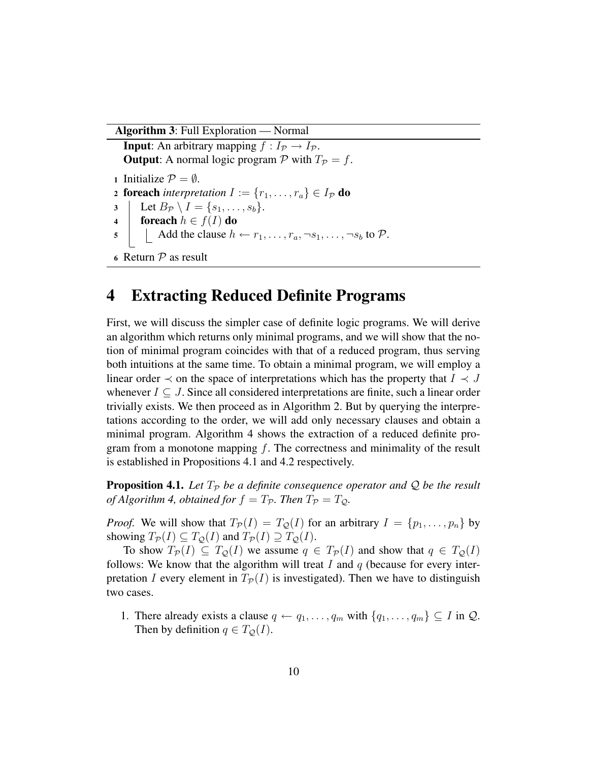**Algorithm 3**: Full Exploration — Normal

**Input**: An arbitrary mapping $f : I_{\mathcal{P}} \to I_{\mathcal{P}}$.
**Output**: A normal logic program $\mathcal{P}$ with $T_{\mathcal{P}} = f$.

```
1 Initialize P = ∅.
2 foreach interpretation I := {r_1, ..., r_a} ∈ I_P do
3     Let B_P \ I = {s_1, ..., s_b}.
4     foreach h ∈ f(I) do
5         Add the clause h ← r_1, ..., r_a, ¬s_1, ..., ¬s_b to P.
6 Return P as result
```

# 4 Extracting Reduced Definite Programs

First, we will discuss the simpler case of definite logic programs. We will derive an algorithm which returns only minimal programs, and we will show that the notion of minimal program coincides with that of a reduced program, thus serving both intuitions at the same time. To obtain a minimal program, we will employ a linear order $\prec$ on the space of interpretations which has the property that $I \prec J$ whenever $I \subseteq J$. Since all considered interpretations are finite, such a linear order trivially exists. We then proceed as in Algorithm 2. But by querying the interpretations according to the order, we will add only necessary clauses and obtain a minimal program. Algorithm 4 shows the extraction of a reduced definite program from a monotone mapping $f$. The correctness and minimality of the result is established in Propositions 4.1 and 4.2 respectively.

**Proposition 4.1.** *Let $T_{\mathcal{P}}$ be a definite consequence operator and $\mathcal{Q}$ be the result of Algorithm 4, obtained for $f = T_{\mathcal{P}}$. Then $T_{\mathcal{P}} = T_{\mathcal{Q}}$.*

*Proof.* We will show that $T_{\mathcal{P}}(I) = T_{\mathcal{Q}}(I)$ for an arbitrary $I = \{p_1, \ldots, p_n\}$ by showing $T_{\mathcal{P}}(I) \subseteq T_{\mathcal{Q}}(I)$ and $T_{\mathcal{P}}(I) \supseteq T_{\mathcal{Q}}(I)$.

To show $T_{\mathcal{P}}(I) \subseteq T_{\mathcal{Q}}(I)$ we assume $q \in T_{\mathcal{P}}(I)$ and show that $q \in T_{\mathcal{Q}}(I)$ follows: We know that the algorithm will treat $I$ and $q$ (because for every interpretation $I$ every element in $T_{\mathcal{P}}(I)$ is investigated). Then we have to distinguish two cases.

1. There already exists a clause $q \leftarrow q_1, \ldots, q_m$ with $\{q_1, \ldots, q_m\} \subseteq I$ in $\mathcal{Q}$. Then by definition $q \in T_{\mathcal{Q}}(I)$.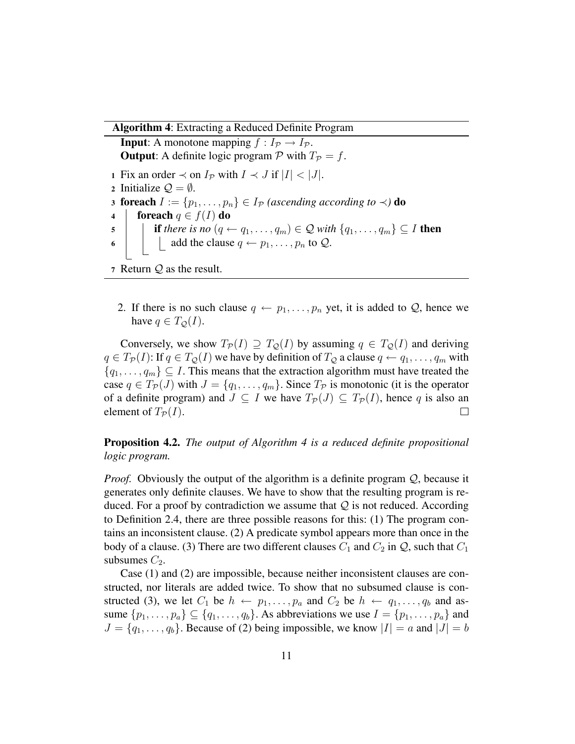**Algorithm 4**: Extracting a Reduced Definite Program

**Input**: A monotone mapping $f : I_{\mathcal{P}} \to I_{\mathcal{P}}$.
**Output**: A definite logic program $\mathcal{P}$ with $T_{\mathcal{P}} = f$.

```
1 Fix an order ≺ on I_P with I ≺ J if |I| < |J|.
2 Initialize Q = ∅.
3 foreach I := {p_1, ..., p_n} ∈ I_P (ascending according to ≺) do
4     foreach q ∈ f(I) do
5         if there is no (q ← q_1, ..., q_m) ∈ Q with {q_1, ..., q_m} ⊆ I then
6             add the clause q ← p_1, ..., p_n to Q.
7 Return Q as the result.
```

2. If there is no such clause $q \leftarrow p_1, \ldots, p_n$ yet, it is added to $\mathcal{Q}$, hence we have $q \in T_{\mathcal{Q}}(I)$.

Conversely, we show $T_{\mathcal{P}}(I) \supseteq T_{\mathcal{Q}}(I)$ by assuming $q \in T_{\mathcal{Q}}(I)$ and deriving $q \in T_{\mathcal{P}}(I)$: If $q \in T_{\mathcal{Q}}(I)$ we have by definition of $T_{\mathcal{Q}}$ a clause $q \leftarrow q_1, \ldots, q_m$ with $\{q_1, \ldots, q_m\} \subseteq I$. This means that the extraction algorithm must have treated the case $q \in T_{\mathcal{P}}(J)$ with $J = \{q_1, \ldots, q_m\}$. Since $T_{\mathcal{P}}$ is monotonic (it is the operator of a definite program) and $J \subseteq I$ we have $T_{\mathcal{P}}(J) \subseteq T_{\mathcal{P}}(I)$, hence $q$ is also an element of $T_{\mathcal{P}}(I)$. □

**Proposition 4.2.** *The output of Algorithm 4 is a reduced definite propositional logic program.*

*Proof.* Obviously the output of the algorithm is a definite program $\mathcal{Q}$, because it generates only definite clauses. We have to show that the resulting program is reduced. For a proof by contradiction we assume that $\mathcal{Q}$ is not reduced. According to Definition 2.4, there are three possible reasons for this: (1) The program contains an inconsistent clause. (2) A predicate symbol appears more than once in the body of a clause. (3) There are two different clauses $C_1$ and $C_2$ in $\mathcal{Q}$, such that $C_1$ subsumes $C_2$.

Case (1) and (2) are impossible, because neither inconsistent clauses are constructed, nor literals are added twice. To show that no subsumed clause is constructed (3), we let $C_1$ be $h \leftarrow p_1, \ldots, p_a$ and $C_2$ be $h \leftarrow q_1, \ldots, q_b$ and assume $\{p_1, \ldots, p_a\} \subseteq \{q_1, \ldots, q_b\}$. As abbreviations we use $I = \{p_1, \ldots, p_a\}$ and $J = \{q_1, \ldots, q_b\}$. Because of (2) being impossible, we know $|I| = a$ and $|J| = b$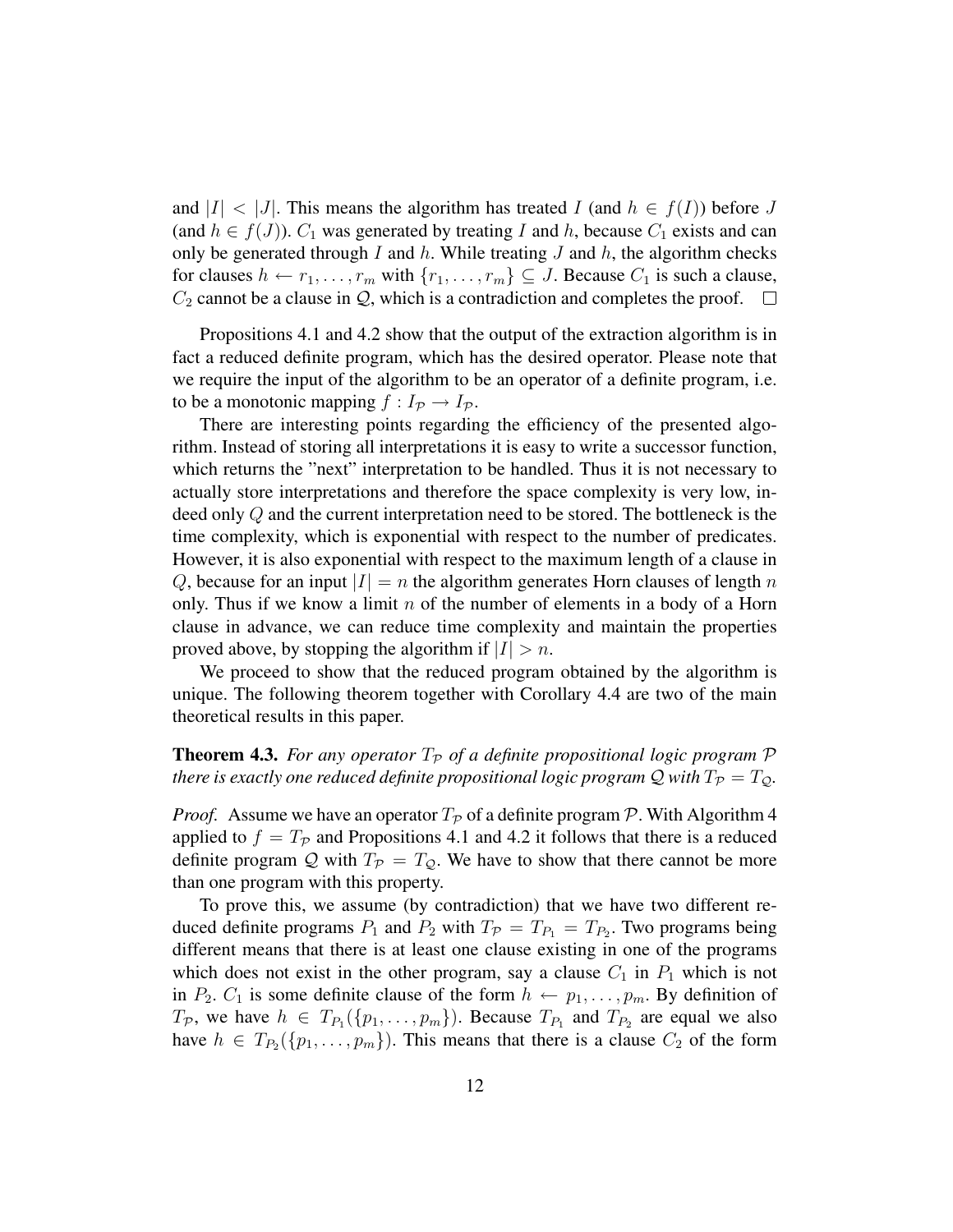and $|I| < |J|$. This means the algorithm has treated $I$ (and $h \in f(I)$) before $J$ (and $h \in f(J)$). $C_1$ was generated by treating $I$ and $h$, because $C_1$ exists and can only be generated through $I$ and $h$. While treating $J$ and $h$, the algorithm checks for clauses $h \leftarrow r_1, \ldots, r_m$ with $\{r_1, \ldots, r_m\} \subseteq J$. Because $C_1$ is such a clause, $C_2$ cannot be a clause in $\mathcal{Q}$, which is a contradiction and completes the proof. □

Propositions 4.1 and 4.2 show that the output of the extraction algorithm is in fact a reduced definite program, which has the desired operator. Please note that we require the input of the algorithm to be an operator of a definite program, i.e. to be a monotonic mapping $f : I_{\mathcal{P}} \rightarrow I_{\mathcal{P}}$.

There are interesting points regarding the efficiency of the presented algorithm. Instead of storing all interpretations it is easy to write a successor function, which returns the "next" interpretation to be handled. Thus it is not necessary to actually store interpretations and therefore the space complexity is very low, indeed only $Q$ and the current interpretation need to be stored. The bottleneck is the time complexity, which is exponential with respect to the number of predicates. However, it is also exponential with respect to the maximum length of a clause in $Q$, because for an input $|I| = n$ the algorithm generates Horn clauses of length $n$ only. Thus if we know a limit $n$ of the number of elements in a body of a Horn clause in advance, we can reduce time complexity and maintain the properties proved above, by stopping the algorithm if $|I| > n$.

We proceed to show that the reduced program obtained by the algorithm is unique. The following theorem together with Corollary 4.4 are two of the main theoretical results in this paper.

**Theorem 4.3.** *For any operator $T_{\mathcal{P}}$ of a definite propositional logic program $\mathcal{P}$ there is exactly one reduced definite propositional logic program $\mathcal{Q}$ with $T_{\mathcal{P}} = T_{\mathcal{Q}}$.*

*Proof.* Assume we have an operator $T_{\mathcal{P}}$ of a definite program $\mathcal{P}$. With Algorithm 4 applied to $f = T_{\mathcal{P}}$ and Propositions 4.1 and 4.2 it follows that there is a reduced definite program $\mathcal{Q}$ with $T_{\mathcal{P}} = T_{\mathcal{Q}}$. We have to show that there cannot be more than one program with this property.

To prove this, we assume (by contradiction) that we have two different reduced definite programs $P_1$ and $P_2$ with $T_{\mathcal{P}} = T_{P_1} = T_{P_2}$. Two programs being different means that there is at least one clause existing in one of the programs which does not exist in the other program, say a clause $C_1$ in $P_1$ which is not in $P_2$. $C_1$ is some definite clause of the form $h \leftarrow p_1, \ldots, p_m$. By definition of $T_{\mathcal{P}}$, we have $h \in T_{P_1}(\{p_1, \ldots, p_m\})$. Because $T_{P_1}$ and $T_{P_2}$ are equal we also have $h \in T_{P_2}(\{p_1, \ldots, p_m\})$. This means that there is a clause $C_2$ of the form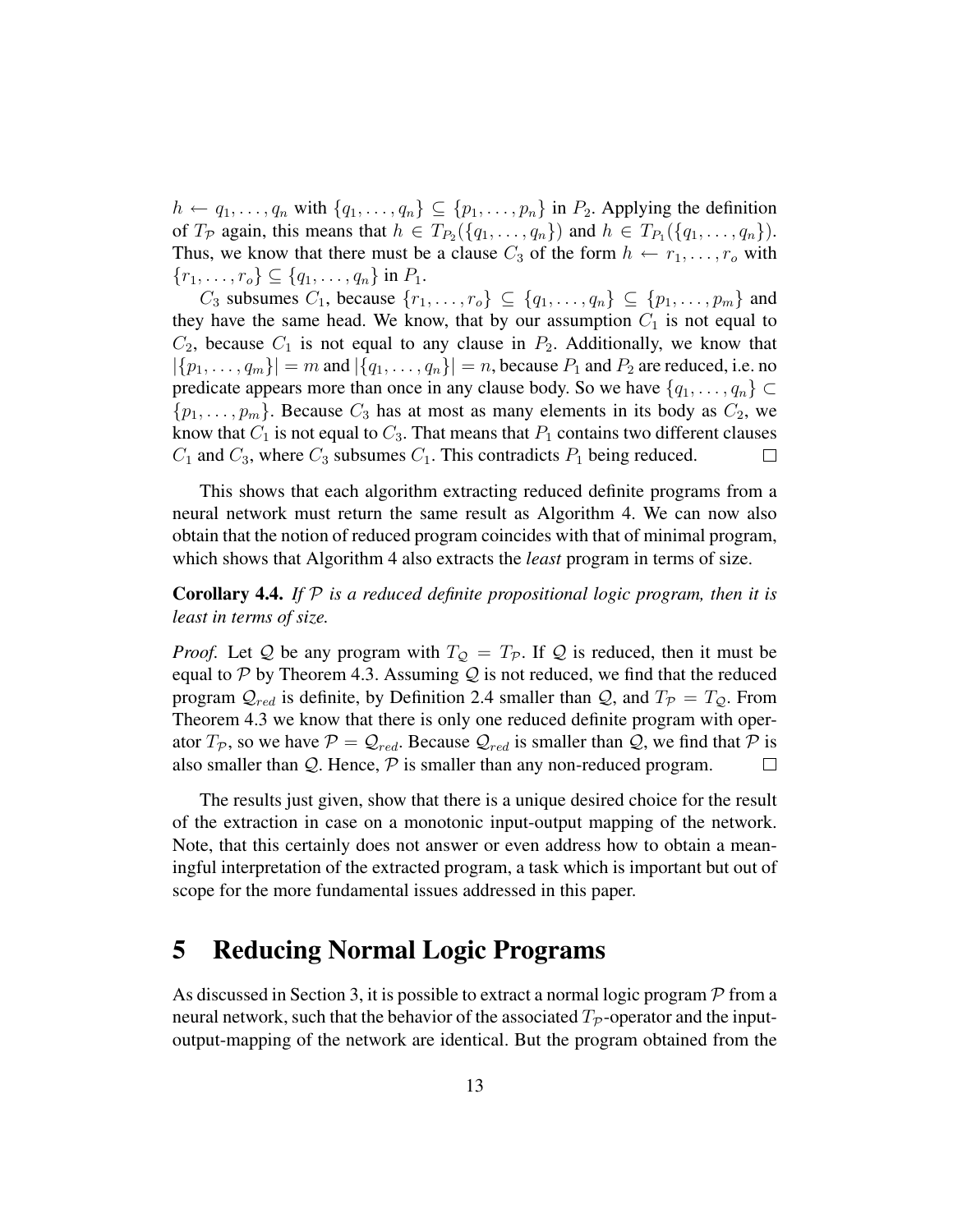$h \leftarrow q_1, \ldots, q_n$ with $\{q_1, \ldots, q_n\} \subseteq \{p_1, \ldots, p_n\}$ in $P_2$. Applying the definition of $T_\mathcal{P}$ again, this means that $h \in T_{P_2}(\{q_1, \ldots, q_n\})$ and $h \in T_{P_1}(\{q_1, \ldots, q_n\})$. Thus, we know that there must be a clause $C_3$ of the form $h \leftarrow r_1, \ldots, r_o$ with $\{r_1, \ldots, r_o\} \subseteq \{q_1, \ldots, q_n\}$ in $P_1$.

$C_3$ subsumes $C_1$, because $\{r_1, \ldots, r_o\} \subseteq \{q_1, \ldots, q_n\} \subseteq \{p_1, \ldots, p_m\}$ and they have the same head. We know, that by our assumption $C_1$ is not equal to $C_2$, because $C_1$ is not equal to any clause in $P_2$. Additionally, we know that $|\{p_1, \ldots, q_m\}| = m$ and $|\{q_1, \ldots, q_n\}| = n$, because $P_1$ and $P_2$ are reduced, i.e. no predicate appears more than once in any clause body. So we have $\{q_1, \ldots, q_n\} \subset \{p_1, \ldots, p_m\}$. Because $C_3$ has at most as many elements in its body as $C_2$, we know that $C_1$ is not equal to $C_3$. That means that $P_1$ contains two different clauses $C_1$ and $C_3$, where $C_3$ subsumes $C_1$. This contradicts $P_1$ being reduced. □

This shows that each algorithm extracting reduced definite programs from a neural network must return the same result as Algorithm 4. We can now also obtain that the notion of reduced program coincides with that of minimal program, which shows that Algorithm 4 also extracts the *least* program in terms of size.

**Corollary 4.4.** *If $\mathcal{P}$ is a reduced definite propositional logic program, then it is least in terms of size.*

*Proof.* Let $\mathcal{Q}$ be any program with $T_\mathcal{Q} = T_\mathcal{P}$. If $\mathcal{Q}$ is reduced, then it must be equal to $\mathcal{P}$ by Theorem 4.3. Assuming $\mathcal{Q}$ is not reduced, we find that the reduced program $\mathcal{Q}_{red}$ is definite, by Definition 2.4 smaller than $\mathcal{Q}$, and $T_\mathcal{P} = T_\mathcal{Q}$. From Theorem 4.3 we know that there is only one reduced definite program with operator $T_\mathcal{P}$, so we have $\mathcal{P} = \mathcal{Q}_{red}$. Because $\mathcal{Q}_{red}$ is smaller than $\mathcal{Q}$, we find that $\mathcal{P}$ is also smaller than $\mathcal{Q}$. Hence, $\mathcal{P}$ is smaller than any non-reduced program. □

The results just given, show that there is a unique desired choice for the result of the extraction in case on a monotonic input-output mapping of the network. Note, that this certainly does not answer or even address how to obtain a meaningful interpretation of the extracted program, a task which is important but out of scope for the more fundamental issues addressed in this paper.

# 5 Reducing Normal Logic Programs

As discussed in Section 3, it is possible to extract a normal logic program $\mathcal{P}$ from a neural network, such that the behavior of the associated $T_\mathcal{P}$-operator and the input-output-mapping of the network are identical. But the program obtained from the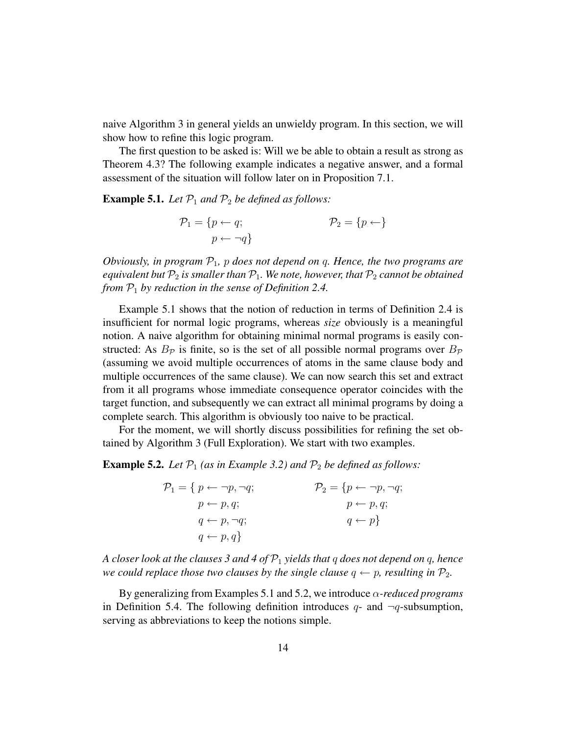naive Algorithm 3 in general yields an unwieldy program. In this section, we will show how to refine this logic program.

The first question to be asked is: Will we be able to obtain a result as strong as Theorem 4.3? The following example indicates a negative answer, and a formal assessment of the situation will follow later on in Proposition 7.1.

**Example 5.1.** *Let $\mathcal{P}_1$ and $\mathcal{P}_2$ be defined as follows:*

$$\mathcal{P}_1 = \{p \leftarrow q; \quad p \leftarrow \neg q\} \qquad \mathcal{P}_2 = \{p \leftarrow\}$$

*Obviously, in program $\mathcal{P}_1$, $p$ does not depend on $q$. Hence, the two programs are equivalent but $\mathcal{P}_2$ is smaller than $\mathcal{P}_1$. We note, however, that $\mathcal{P}_2$ cannot be obtained from $\mathcal{P}_1$ by reduction in the sense of Definition 2.4.*

Example 5.1 shows that the notion of reduction in terms of Definition 2.4 is insufficient for normal logic programs, whereas *size* obviously is a meaningful notion. A naive algorithm for obtaining minimal normal programs is easily constructed: As $B_{\mathcal{P}}$ is finite, so is the set of all possible normal programs over $B_{\mathcal{P}}$ (assuming we avoid multiple occurrences of atoms in the same clause body and multiple occurrences of the same clause). We can now search this set and extract from it all programs whose immediate consequence operator coincides with the target function, and subsequently we can extract all minimal programs by doing a complete search. This algorithm is obviously too naive to be practical.

For the moment, we will shortly discuss possibilities for refining the set obtained by Algorithm 3 (Full Exploration). We start with two examples.

**Example 5.2.** *Let $\mathcal{P}_1$ (as in Example 3.2) and $\mathcal{P}_2$ be defined as follows:*

$$\mathcal{P}_1 = \{ p \leftarrow \neg p, \neg q; \quad p \leftarrow p, q; \quad q \leftarrow p, \neg q; \quad q \leftarrow p, q\} \qquad \mathcal{P}_2 = \{p \leftarrow \neg p, \neg q; \quad p \leftarrow p, q; \quad q \leftarrow p\}$$

*A closer look at the clauses 3 and 4 of $\mathcal{P}_1$ yields that $q$ does not depend on $q$, hence we could replace those two clauses by the single clause $q \leftarrow p$, resulting in $\mathcal{P}_2$.*

By generalizing from Examples 5.1 and 5.2, we introduce *$\alpha$-reduced programs* in Definition 5.4. The following definition introduces $q$- and $\neg q$-subsumption, serving as abbreviations to keep the notions simple.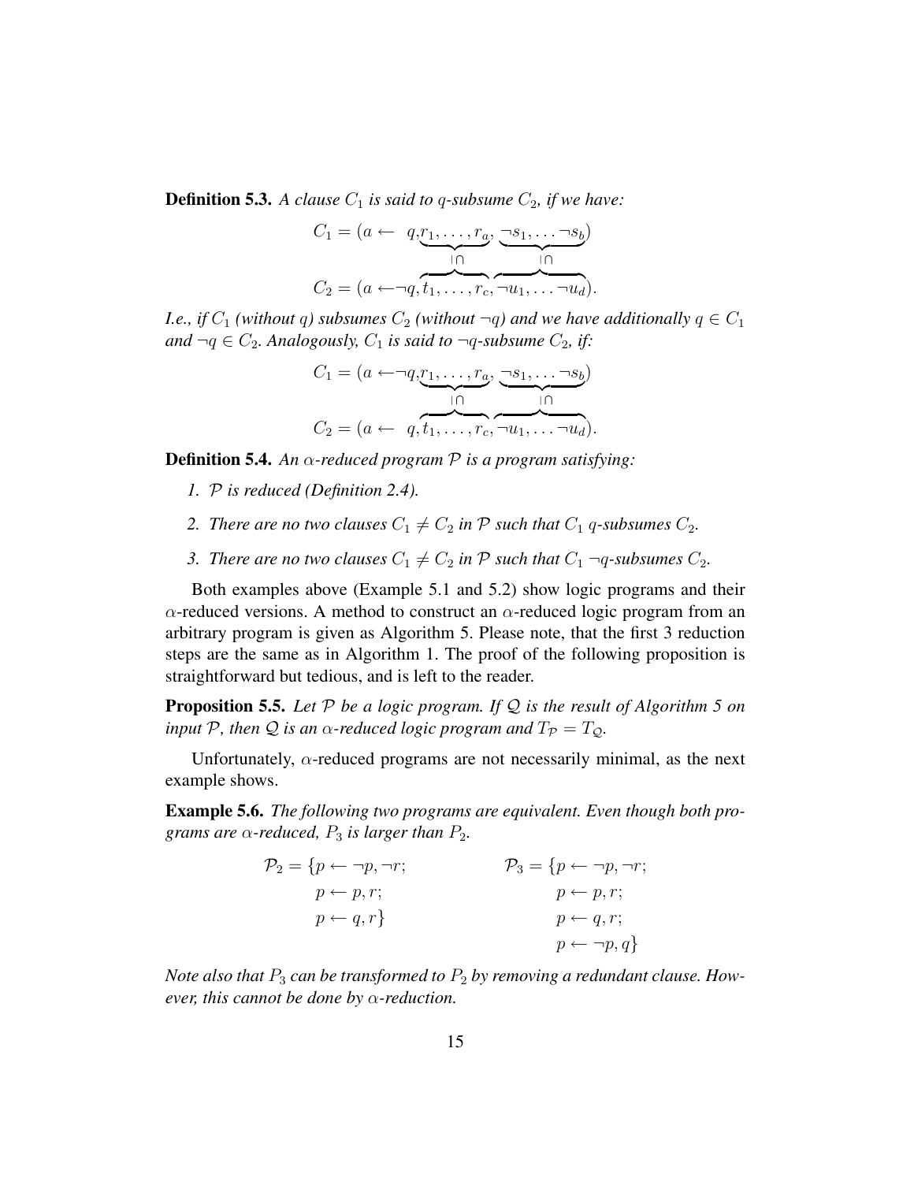**Definition 5.3.** *A clause $C_1$ is said to $q$-subsume $C_2$, if we have:*

$$
\begin{array}{l}
C_1 = (a \leftarrow \;\; q, \underbrace{r_1, \ldots, r_a}, \underbrace{\neg s_1, \ldots \neg s_b}) \\
\qquad\qquad\qquad\quad\;\; \cap\!\mid \qquad\quad\;\; \cap\!\mid \\
C_2 = (a \leftarrow \neg q, \overbrace{t_1, \ldots, r_c}, \overbrace{\neg u_1, \ldots \neg u_d}).
\end{array}
$$

*I.e., if $C_1$ (without $q$) subsumes $C_2$ (without $\neg q$) and we have additionally $q \in C_1$ and $\neg q \in C_2$. Analogously, $C_1$ is said to $\neg q$-subsume $C_2$, if:*

$$
\begin{array}{l}
C_1 = (a \leftarrow \neg q, \underbrace{r_1, \ldots, r_a}, \underbrace{\neg s_1, \ldots \neg s_b}) \\
\qquad\qquad\qquad\quad\;\; \cap\!\mid \qquad\quad\;\; \cap\!\mid \\
C_2 = (a \leftarrow \;\; q, \overbrace{t_1, \ldots, r_c}, \overbrace{\neg u_1, \ldots \neg u_d}).
\end{array}
$$

**Definition 5.4.** *An $\alpha$-reduced program $\mathcal{P}$ is a program satisfying:*

1. *$\mathcal{P}$ is reduced (Definition 2.4).*
2. *There are no two clauses $C_1 \neq C_2$ in $\mathcal{P}$ such that $C_1$ $q$-subsumes $C_2$.*
3. *There are no two clauses $C_1 \neq C_2$ in $\mathcal{P}$ such that $C_1$ $\neg q$-subsumes $C_2$.*

Both examples above (Example 5.1 and 5.2) show logic programs and their $\alpha$-reduced versions. A method to construct an $\alpha$-reduced logic program from an arbitrary program is given as Algorithm 5. Please note, that the first 3 reduction steps are the same as in Algorithm 1. The proof of the following proposition is straightforward but tedious, and is left to the reader.

**Proposition 5.5.** *Let $\mathcal{P}$ be a logic program. If $\mathcal{Q}$ is the result of Algorithm 5 on input $\mathcal{P}$, then $\mathcal{Q}$ is an $\alpha$-reduced logic program and $T_{\mathcal{P}} = T_{\mathcal{Q}}$.*

Unfortunately, $\alpha$-reduced programs are not necessarily minimal, as the next example shows.

**Example 5.6.** *The following two programs are equivalent. Even though both programs are $\alpha$-reduced, $P_3$ is larger than $P_2$.*

$$
\begin{array}{ll}
\mathcal{P}_2 = \{p \leftarrow \neg p, \neg r; & \qquad \mathcal{P}_3 = \{p \leftarrow \neg p, \neg r; \\
\qquad\; p \leftarrow p, r; & \qquad\qquad\; p \leftarrow p, r; \\
\qquad\; p \leftarrow q, r\} & \qquad\qquad\; p \leftarrow q, r; \\
 & \qquad\qquad\; p \leftarrow \neg p, q\}
\end{array}
$$

*Note also that $P_3$ can be transformed to $P_2$ by removing a redundant clause. However, this cannot be done by $\alpha$-reduction.*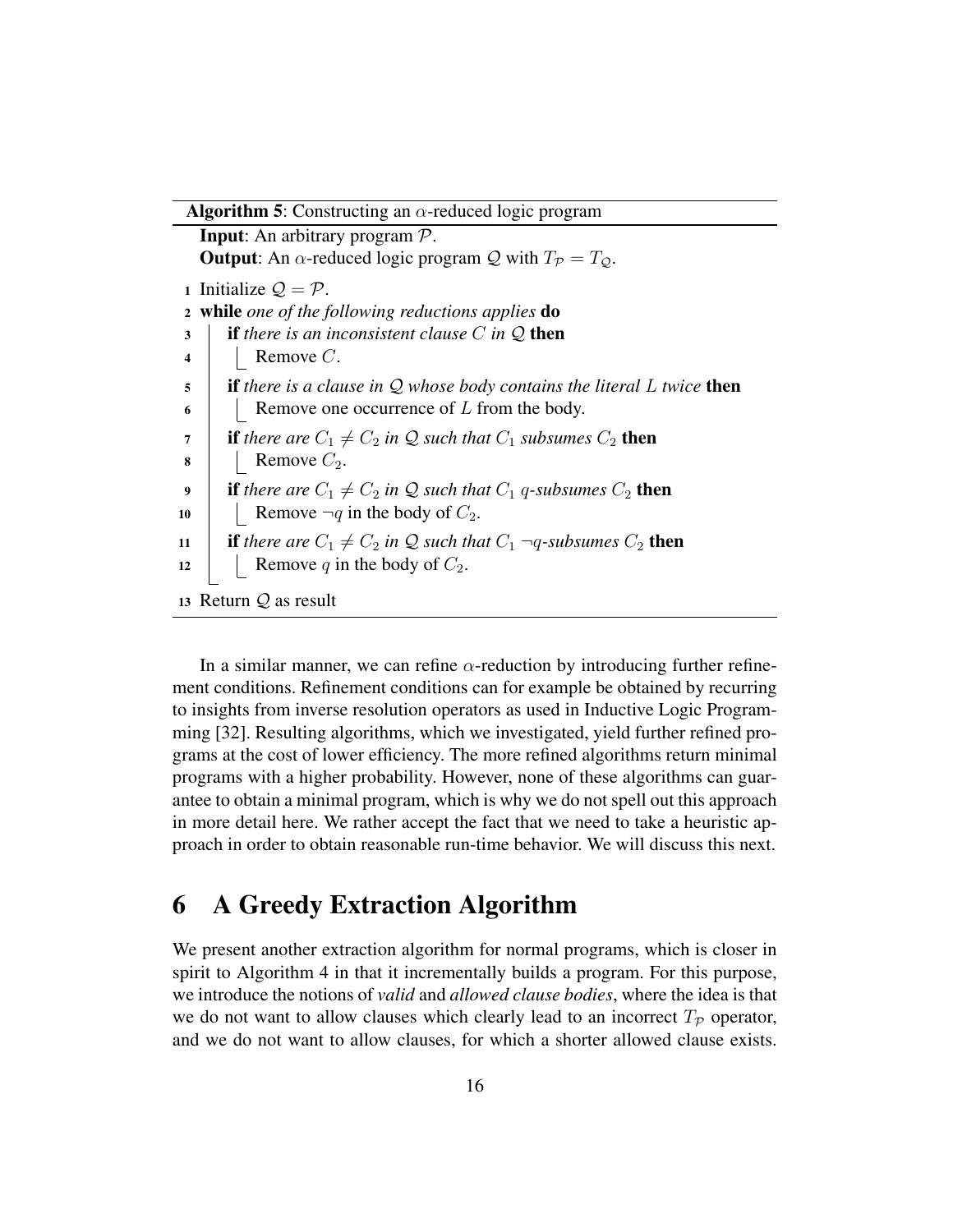**Algorithm 5**: Constructing an $\alpha$-reduced logic program

**Input**: An arbitrary program $\mathcal{P}$.
**Output**: An $\alpha$-reduced logic program $\mathcal{Q}$ with $T_{\mathcal{P}} = T_{\mathcal{Q}}$.

```
1  Initialize Q = P.
2  while one of the following reductions applies do
3      if there is an inconsistent clause C in Q then
4          Remove C.
5      if there is a clause in Q whose body contains the literal L twice then
6          Remove one occurrence of L from the body.
7      if there are C1 ≠ C2 in Q such that C1 subsumes C2 then
8          Remove C2.
9      if there are C1 ≠ C2 in Q such that C1 q-subsumes C2 then
10         Remove ¬q in the body of C2.
11     if there are C1 ≠ C2 in Q such that C1 ¬q-subsumes C2 then
12         Remove q in the body of C2.
13 Return Q as result
```

In a similar manner, we can refine $\alpha$-reduction by introducing further refinement conditions. Refinement conditions can for example be obtained by recurring to insights from inverse resolution operators as used in Inductive Logic Programming [32]. Resulting algorithms, which we investigated, yield further refined programs at the cost of lower efficiency. The more refined algorithms return minimal programs with a higher probability. However, none of these algorithms can guarantee to obtain a minimal program, which is why we do not spell out this approach in more detail here. We rather accept the fact that we need to take a heuristic approach in order to obtain reasonable run-time behavior. We will discuss this next.

## 6 A Greedy Extraction Algorithm

We present another extraction algorithm for normal programs, which is closer in spirit to Algorithm 4 in that it incrementally builds a program. For this purpose, we introduce the notions of *valid* and *allowed clause bodies*, where the idea is that we do not want to allow clauses which clearly lead to an incorrect $T_{\mathcal{P}}$ operator, and we do not want to allow clauses, for which a shorter allowed clause exists.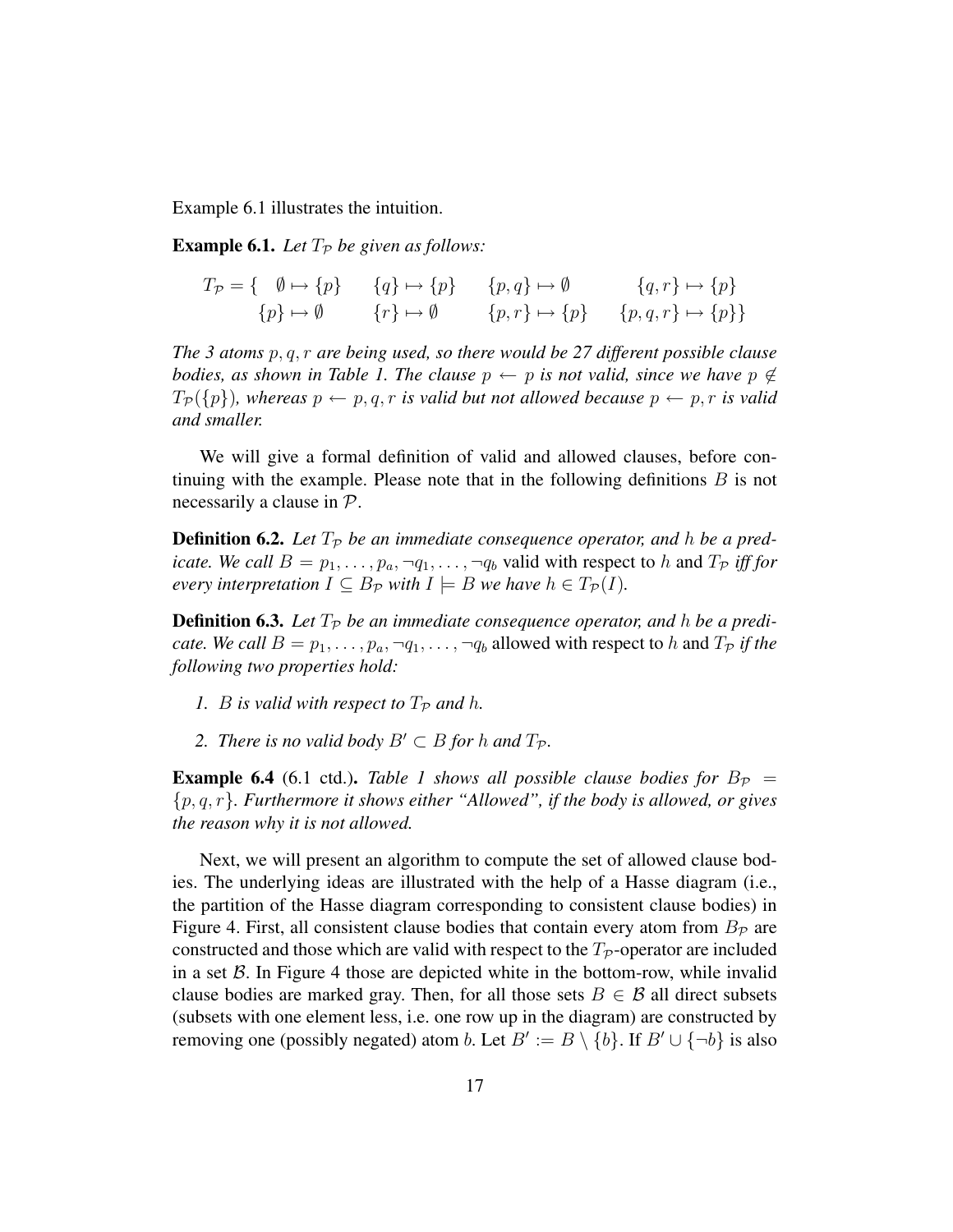Example 6.1 illustrates the intuition.

**Example 6.1.** *Let $T_\mathcal{P}$ be given as follows:*

$$
\begin{array}{lllll}
T_\mathcal{P} = \{ & \emptyset \mapsto \{p\} & \{q\} \mapsto \{p\} & \{p,q\} \mapsto \emptyset & \{q,r\} \mapsto \{p\} \\
& \{p\} \mapsto \emptyset & \{r\} \mapsto \emptyset & \{p,r\} \mapsto \{p\} & \{p,q,r\} \mapsto \{p\}\}
\end{array}
$$

*The 3 atoms $p, q, r$ are being used, so there would be 27 different possible clause bodies, as shown in Table 1. The clause $p \leftarrow p$ is not valid, since we have $p \notin T_\mathcal{P}(\{p\})$, whereas $p \leftarrow p, q, r$ is valid but not allowed because $p \leftarrow p, r$ is valid and smaller.*

We will give a formal definition of valid and allowed clauses, before continuing with the example. Please note that in the following definitions $B$ is not necessarily a clause in $\mathcal{P}$.

**Definition 6.2.** *Let $T_\mathcal{P}$ be an immediate consequence operator, and $h$ be a predicate. We call $B = p_1, \ldots, p_a, \neg q_1, \ldots, \neg q_b$* valid with respect to $h$ and $T_\mathcal{P}$ *iff for every interpretation $I \subseteq B_\mathcal{P}$ with $I \models B$ we have $h \in T_\mathcal{P}(I)$.*

**Definition 6.3.** *Let $T_\mathcal{P}$ be an immediate consequence operator, and $h$ be a predicate. We call $B = p_1, \ldots, p_a, \neg q_1, \ldots, \neg q_b$* allowed with respect to $h$ and $T_\mathcal{P}$ *if the following two properties hold:*

1. *$B$ is valid with respect to $T_\mathcal{P}$ and $h$.*
2. *There is no valid body $B' \subset B$ for $h$ and $T_\mathcal{P}$.*

**Example 6.4** (6.1 ctd.). *Table 1 shows all possible clause bodies for $B_\mathcal{P} = \{p, q, r\}$. Furthermore it shows either "Allowed", if the body is allowed, or gives the reason why it is not allowed.*

Next, we will present an algorithm to compute the set of allowed clause bodies. The underlying ideas are illustrated with the help of a Hasse diagram (i.e., the partition of the Hasse diagram corresponding to consistent clause bodies) in Figure 4. First, all consistent clause bodies that contain every atom from $B_\mathcal{P}$ are constructed and those which are valid with respect to the $T_\mathcal{P}$-operator are included in a set $\mathcal{B}$. In Figure 4 those are depicted white in the bottom-row, while invalid clause bodies are marked gray. Then, for all those sets $B \in \mathcal{B}$ all direct subsets (subsets with one element less, i.e. one row up in the diagram) are constructed by removing one (possibly negated) atom $b$. Let $B' := B \setminus \{b\}$. If $B' \cup \{\neg b\}$ is also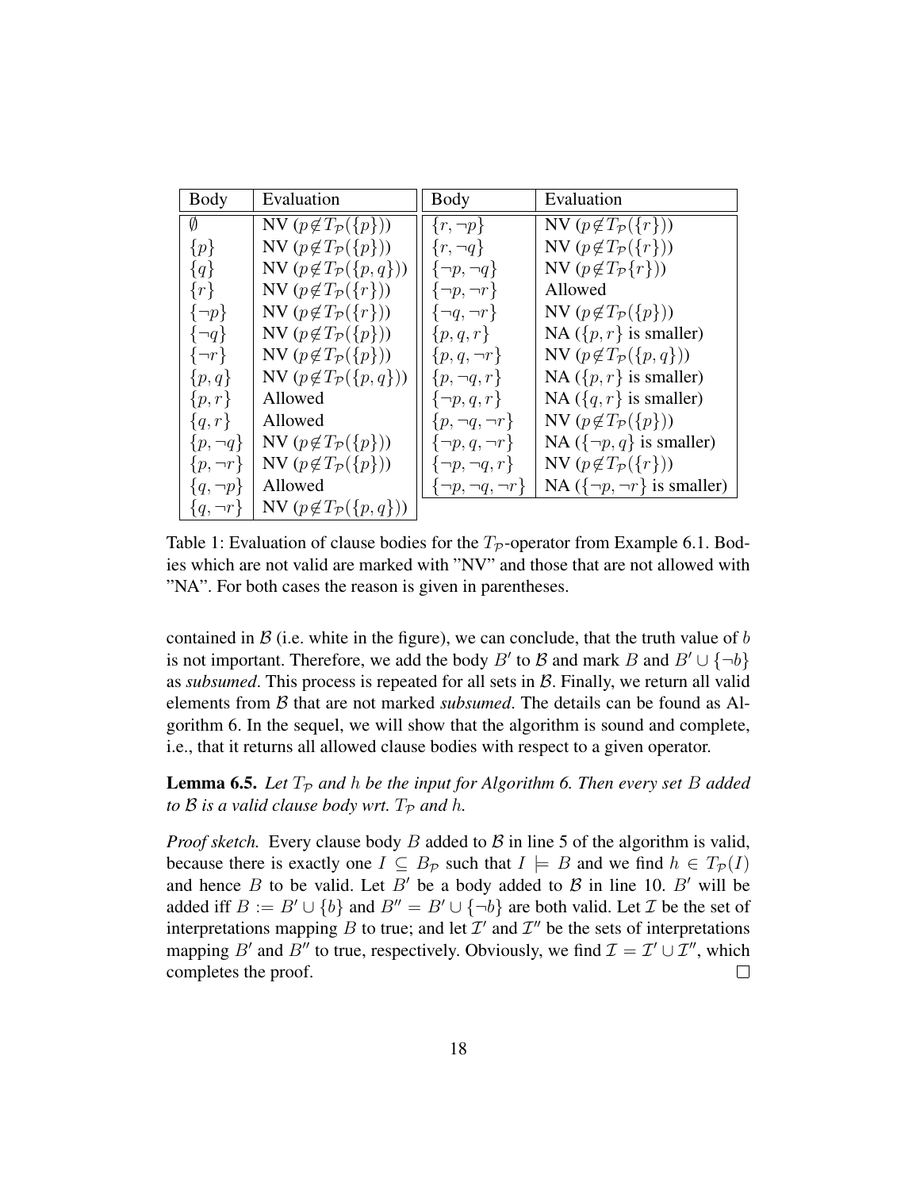| Body | Evaluation | Body | Evaluation |
|---|---|---|---|
| $\emptyset$ | NV ($p \notin T_{\mathcal{P}}(\{p\})$) | $\{r, \neg p\}$ | NV ($p \notin T_{\mathcal{P}}(\{r\})$) |
| $\{p\}$ | NV ($p \notin T_{\mathcal{P}}(\{p\})$) | $\{r, \neg q\}$ | NV ($p \notin T_{\mathcal{P}}(\{r\})$) |
| $\{q\}$ | NV ($p \notin T_{\mathcal{P}}(\{p, q\})$) | $\{\neg p, \neg q\}$ | NV ($p \notin T_{\mathcal{P}}\{r\})$) |
| $\{r\}$ | NV ($p \notin T_{\mathcal{P}}(\{r\})$) | $\{\neg p, \neg r\}$ | Allowed |
| $\{\neg p\}$ | NV ($p \notin T_{\mathcal{P}}(\{r\})$) | $\{\neg q, \neg r\}$ | NV ($p \notin T_{\mathcal{P}}(\{p\})$) |
| $\{\neg q\}$ | NV ($p \notin T_{\mathcal{P}}(\{p\})$) | $\{p, q, r\}$ | NA ($\{p, r\}$ is smaller) |
| $\{\neg r\}$ | NV ($p \notin T_{\mathcal{P}}(\{p\})$) | $\{p, q, \neg r\}$ | NV ($p \notin T_{\mathcal{P}}(\{p, q\})$) |
| $\{p, q\}$ | NV ($p \notin T_{\mathcal{P}}(\{p, q\})$) | $\{p, \neg q, r\}$ | NA ($\{p, r\}$ is smaller) |
| $\{p, r\}$ | Allowed | $\{\neg p, q, r\}$ | NA ($\{q, r\}$ is smaller) |
| $\{q, r\}$ | Allowed | $\{p, \neg q, \neg r\}$ | NV ($p \notin T_{\mathcal{P}}(\{p\})$) |
| $\{p, \neg q\}$ | NV ($p \notin T_{\mathcal{P}}(\{p\})$) | $\{\neg p, q, \neg r\}$ | NA ($\{\neg p, q\}$ is smaller) |
| $\{p, \neg r\}$ | NV ($p \notin T_{\mathcal{P}}(\{p\})$) | $\{\neg p, \neg q, r\}$ | NV ($p \notin T_{\mathcal{P}}(\{r\})$) |
| $\{q, \neg p\}$ | Allowed | $\{\neg p, \neg q, \neg r\}$ | NA ($\{\neg p, \neg r\}$ is smaller) |
| $\{q, \neg r\}$ | NV ($p \notin T_{\mathcal{P}}(\{p, q\})$) | | |

Table 1: Evaluation of clause bodies for the $T_{\mathcal{P}}$-operator from Example 6.1. Bodies which are not valid are marked with "NV" and those that are not allowed with "NA". For both cases the reason is given in parentheses.

contained in $\mathcal{B}$ (i.e. white in the figure), we can conclude, that the truth value of $b$ is not important. Therefore, we add the body $B'$ to $\mathcal{B}$ and mark $B$ and $B' \cup \{\neg b\}$ as *subsumed*. This process is repeated for all sets in $\mathcal{B}$. Finally, we return all valid elements from $\mathcal{B}$ that are not marked *subsumed*. The details can be found as Algorithm 6. In the sequel, we will show that the algorithm is sound and complete, i.e., that it returns all allowed clause bodies with respect to a given operator.

**Lemma 6.5.** *Let $T_{\mathcal{P}}$ and $h$ be the input for Algorithm 6. Then every set $B$ added to $\mathcal{B}$ is a valid clause body wrt. $T_{\mathcal{P}}$ and $h$.*

*Proof sketch.* Every clause body $B$ added to $\mathcal{B}$ in line 5 of the algorithm is valid, because there is exactly one $I \subseteq B_{\mathcal{P}}$ such that $I \models B$ and we find $h \in T_{\mathcal{P}}(I)$ and hence $B$ to be valid. Let $B'$ be a body added to $\mathcal{B}$ in line 10. $B'$ will be added iff $B := B' \cup \{b\}$ and $B'' = B' \cup \{\neg b\}$ are both valid. Let $\mathcal{I}$ be the set of interpretations mapping $B$ to true; and let $\mathcal{I}'$ and $\mathcal{I}''$ be the sets of interpretations mapping $B'$ and $B''$ to true, respectively. Obviously, we find $\mathcal{I} = \mathcal{I}' \cup \mathcal{I}''$, which completes the proof. $\square$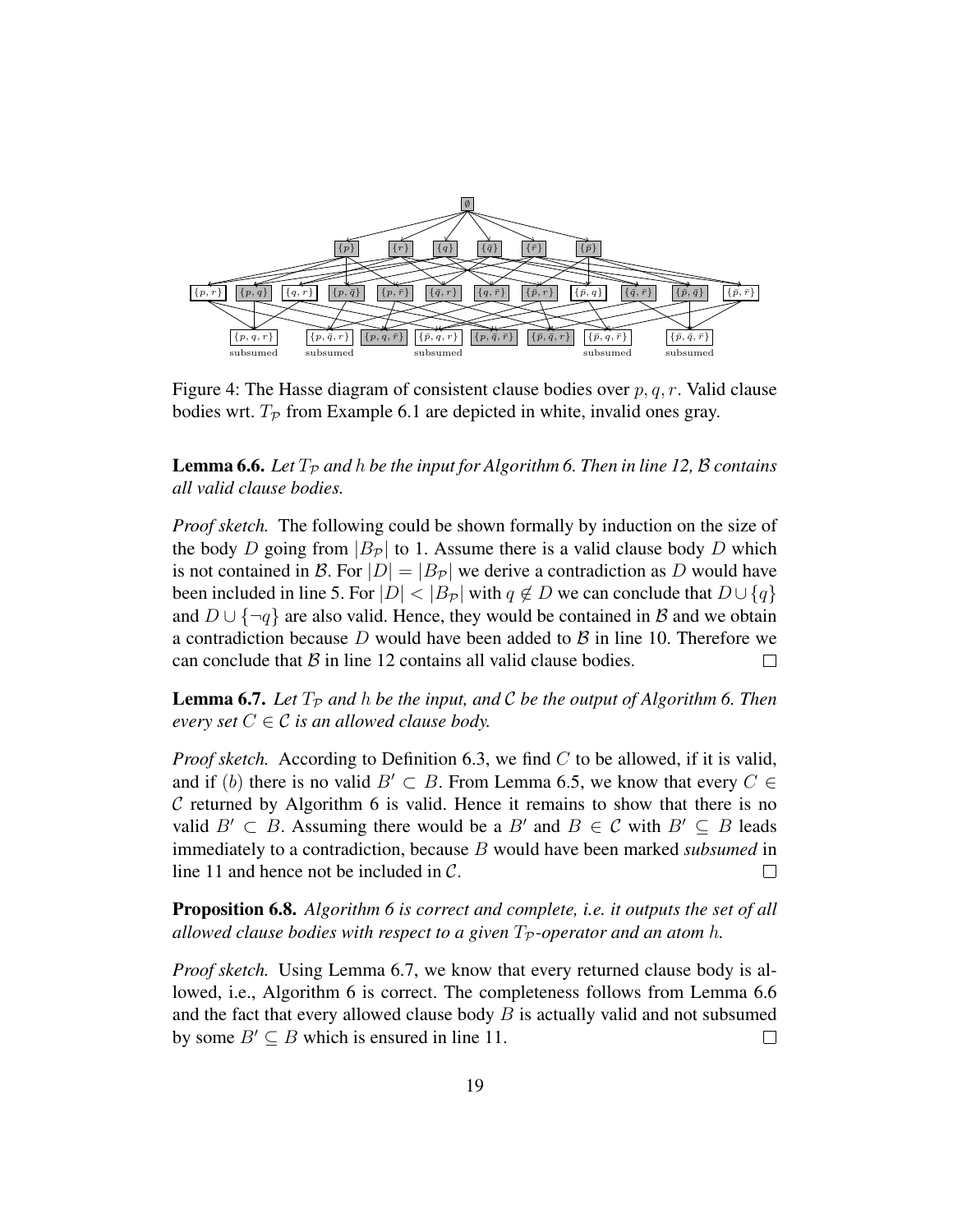Figure 4: The Hasse diagram of consistent clause bodies over $p, q, r$. Valid clause bodies wrt. $T_{\mathcal{P}}$ from Example 6.1 are depicted in white, invalid ones gray.

**Lemma 6.6.** *Let $T_{\mathcal{P}}$ and $h$ be the input for Algorithm 6. Then in line 12, $\mathcal{B}$ contains all valid clause bodies.*

*Proof sketch.* The following could be shown formally by induction on the size of the body $D$ going from $|B_{\mathcal{P}}|$ to 1. Assume there is a valid clause body $D$ which is not contained in $\mathcal{B}$. For $|D| = |B_{\mathcal{P}}|$ we derive a contradiction as $D$ would have been included in line 5. For $|D| < |B_{\mathcal{P}}|$ with $q \notin D$ we can conclude that $D \cup \{q\}$ and $D \cup \{\neg q\}$ are also valid. Hence, they would be contained in $\mathcal{B}$ and we obtain a contradiction because $D$ would have been added to $\mathcal{B}$ in line 10. Therefore we can conclude that $\mathcal{B}$ in line 12 contains all valid clause bodies. □

**Lemma 6.7.** *Let $T_{\mathcal{P}}$ and $h$ be the input, and $\mathcal{C}$ be the output of Algorithm 6. Then every set $C \in \mathcal{C}$ is an allowed clause body.*

*Proof sketch.* According to Definition 6.3, we find $C$ to be allowed, if it is valid, and if $(b)$ there is no valid $B' \subset B$. From Lemma 6.5, we know that every $C \in \mathcal{C}$ returned by Algorithm 6 is valid. Hence it remains to show that there is no valid $B' \subset B$. Assuming there would be a $B'$ and $B \in \mathcal{C}$ with $B' \subseteq B$ leads immediately to a contradiction, because $B$ would have been marked *subsumed* in line 11 and hence not be included in $\mathcal{C}$. □

**Proposition 6.8.** *Algorithm 6 is correct and complete, i.e. it outputs the set of all allowed clause bodies with respect to a given $T_{\mathcal{P}}$-operator and an atom $h$.*

*Proof sketch.* Using Lemma 6.7, we know that every returned clause body is allowed, i.e., Algorithm 6 is correct. The completeness follows from Lemma 6.6 and the fact that every allowed clause body $B$ is actually valid and not subsumed by some $B' \subseteq B$ which is ensured in line 11. □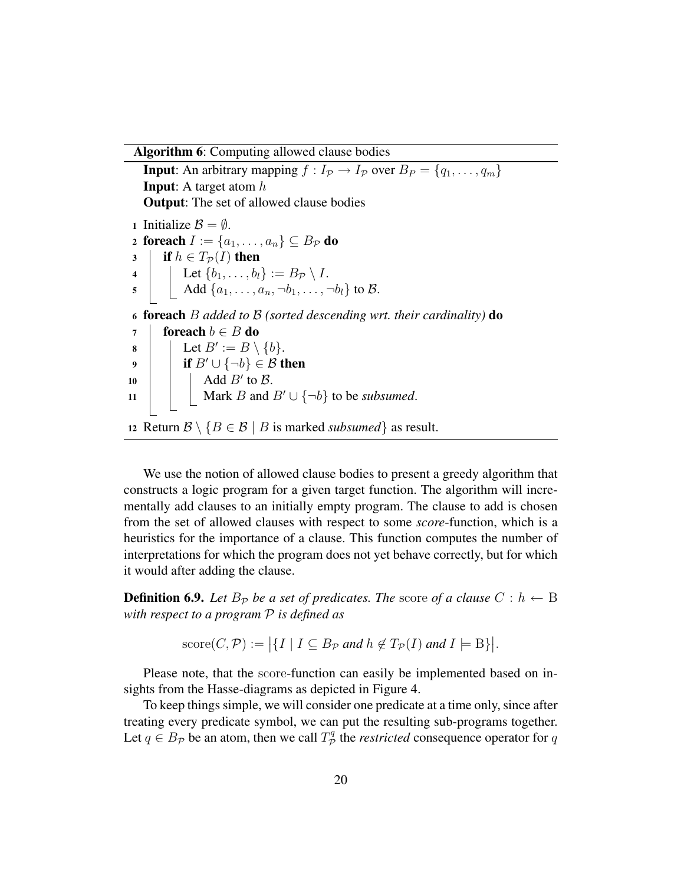**Algorithm 6**: Computing allowed clause bodies

**Input**: An arbitrary mapping $f : I_\mathcal{P} \rightarrow I_\mathcal{P}$ over $B_P = \{q_1, \ldots, q_m\}$
**Input**: A target atom $h$
**Output**: The set of allowed clause bodies

1. Initialize $\mathcal{B} = \emptyset$.
2. **foreach** $I := \{a_1, \ldots, a_n\} \subseteq B_\mathcal{P}$ **do**
3. &nbsp;&nbsp;&nbsp;&nbsp;**if** $h \in T_\mathcal{P}(I)$ **then**
4. &nbsp;&nbsp;&nbsp;&nbsp;&nbsp;&nbsp;&nbsp;&nbsp;Let $\{b_1, \ldots, b_l\} := B_\mathcal{P} \setminus I$.
5. &nbsp;&nbsp;&nbsp;&nbsp;&nbsp;&nbsp;&nbsp;&nbsp;Add $\{a_1, \ldots, a_n, \neg b_1, \ldots, \neg b_l\}$ to $\mathcal{B}$.
6. **foreach** $B$ *added to* $\mathcal{B}$ *(sorted descending wrt. their cardinality)* **do**
7. &nbsp;&nbsp;&nbsp;&nbsp;**foreach** $b \in B$ **do**
8. &nbsp;&nbsp;&nbsp;&nbsp;&nbsp;&nbsp;&nbsp;&nbsp;Let $B' := B \setminus \{b\}$.
9. &nbsp;&nbsp;&nbsp;&nbsp;&nbsp;&nbsp;&nbsp;&nbsp;**if** $B' \cup \{\neg b\} \in \mathcal{B}$ **then**
10. &nbsp;&nbsp;&nbsp;&nbsp;&nbsp;&nbsp;&nbsp;&nbsp;&nbsp;&nbsp;&nbsp;&nbsp;Add $B'$ to $\mathcal{B}$.
11. &nbsp;&nbsp;&nbsp;&nbsp;&nbsp;&nbsp;&nbsp;&nbsp;&nbsp;&nbsp;&nbsp;&nbsp;Mark $B$ and $B' \cup \{\neg b\}$ to be *subsumed*.
12. Return $\mathcal{B} \setminus \{B \in \mathcal{B} \mid B \text{ is marked } subsumed\}$ as result.

We use the notion of allowed clause bodies to present a greedy algorithm that constructs a logic program for a given target function. The algorithm will incrementally add clauses to an initially empty program. The clause to add is chosen from the set of allowed clauses with respect to some *score*-function, which is a heuristics for the importance of a clause. This function computes the number of interpretations for which the program does not yet behave correctly, but for which it would after adding the clause.

**Definition 6.9.** *Let $B_\mathcal{P}$ be a set of predicates. The* score *of a clause $C : h \leftarrow \mathrm{B}$ with respect to a program $\mathcal{P}$ is defined as*

$$\operatorname{score}(C, \mathcal{P}) := \big|\{I \mid I \subseteq B_\mathcal{P} \text{ and } h \notin T_\mathcal{P}(I) \text{ and } I \models \mathrm{B}\}\big|.$$

Please note, that the score-function can easily be implemented based on insights from the Hasse-diagrams as depicted in Figure 4.

To keep things simple, we will consider one predicate at a time only, since after treating every predicate symbol, we can put the resulting sub-programs together. Let $q \in B_\mathcal{P}$ be an atom, then we call $T^q_\mathcal{P}$ the *restricted* consequence operator for $q$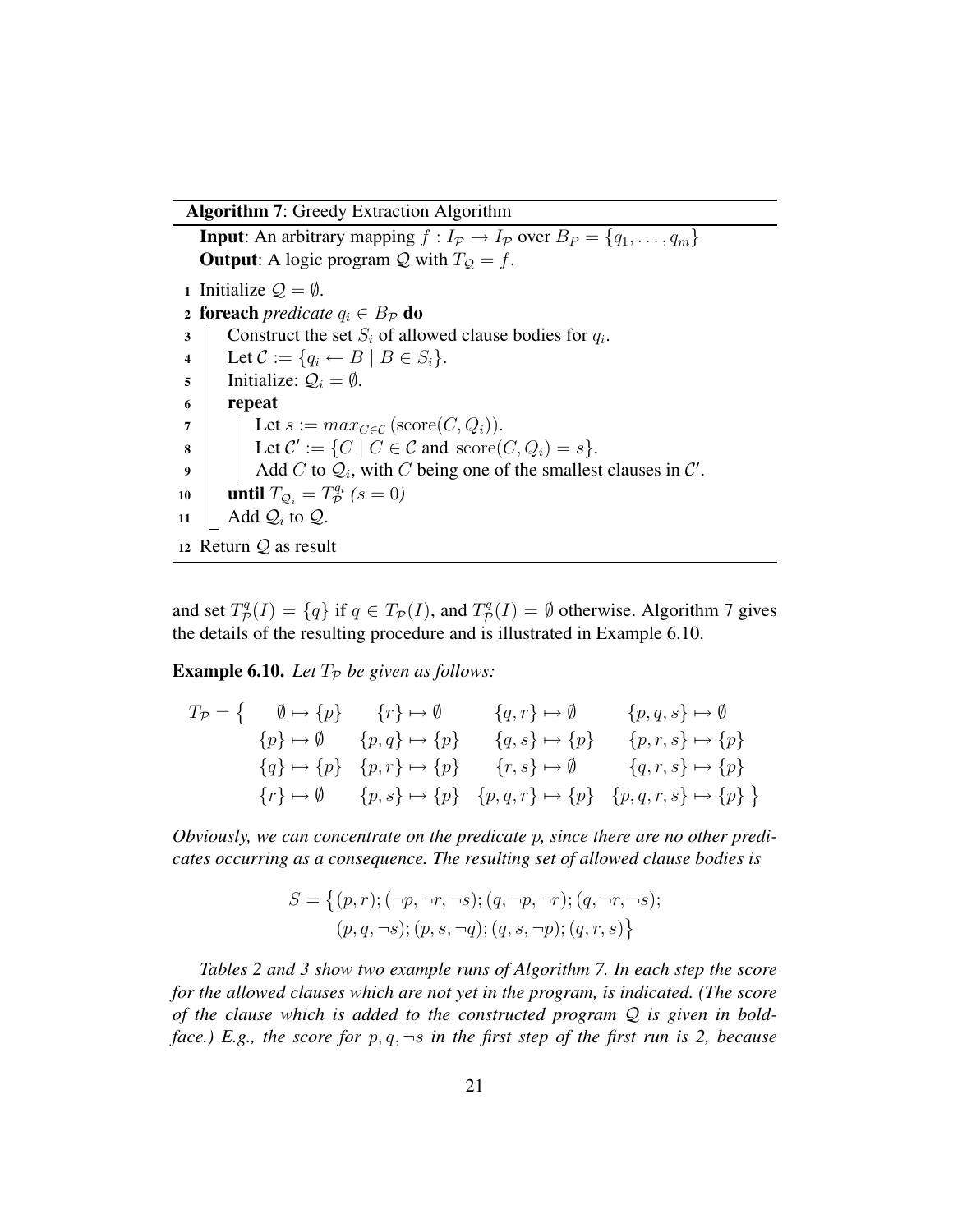**Algorithm 7**: Greedy Extraction Algorithm

**Input**: An arbitrary mapping $f : I_{\mathcal{P}} \to I_{\mathcal{P}}$ over $B_P = \{q_1, \ldots, q_m\}$
**Output**: A logic program $\mathcal{Q}$ with $T_{\mathcal{Q}} = f$.

```
1  Initialize Q = ∅.
2  foreach predicate q_i ∈ B_P do
3      Construct the set S_i of allowed clause bodies for q_i.
4      Let C := {q_i ← B | B ∈ S_i}.
5      Initialize: Q_i = ∅.
6      repeat
7          Let s := max_{C∈C} (score(C, Q_i)).
8          Let C' := {C | C ∈ C and score(C, Q_i) = s}.
9          Add C to Q_i, with C being one of the smallest clauses in C'.
10     until T_{Q_i} = T_P^{q_i} (s = 0)
11     Add Q_i to Q.
12 Return Q as result
```

and set $T^q_{\mathcal{P}}(I) = \{q\}$ if $q \in T_{\mathcal{P}}(I)$, and $T^q_{\mathcal{P}}(I) = \emptyset$ otherwise. Algorithm 7 gives the details of the resulting procedure and is illustrated in Example 6.10.

**Example 6.10.** *Let $T_{\mathcal{P}}$ be given as follows:*

$$
\begin{array}{lllll}
T_{\mathcal{P}} = \{ & \emptyset \mapsto \{p\} & \{r\} \mapsto \emptyset & \{q,r\} \mapsto \emptyset & \{p,q,s\} \mapsto \emptyset \\
& \{p\} \mapsto \emptyset & \{p,q\} \mapsto \{p\} & \{q,s\} \mapsto \{p\} & \{p,r,s\} \mapsto \{p\} \\
& \{q\} \mapsto \{p\} & \{p,r\} \mapsto \{p\} & \{r,s\} \mapsto \emptyset & \{q,r,s\} \mapsto \{p\} \\
& \{r\} \mapsto \emptyset & \{p,s\} \mapsto \{p\} & \{p,q,r\} \mapsto \{p\} & \{p,q,r,s\} \mapsto \{p\} \; \}
\end{array}
$$

*Obviously, we can concentrate on the predicate $p$, since there are no other predicates occurring as a consequence. The resulting set of allowed clause bodies is*

$$
\begin{aligned}
S = \big\{ &(p,r); (\neg p, \neg r, \neg s); (q, \neg p, \neg r); (q, \neg r, \neg s); \\
&(p, q, \neg s); (p, s, \neg q); (q, s, \neg p); (q, r, s) \big\}
\end{aligned}
$$

*Tables 2 and 3 show two example runs of Algorithm 7. In each step the score for the allowed clauses which are not yet in the program, is indicated. (The score of the clause which is added to the constructed program $\mathcal{Q}$ is given in boldface.) E.g., the score for $p, q, \neg s$ in the first step of the first run is 2, because*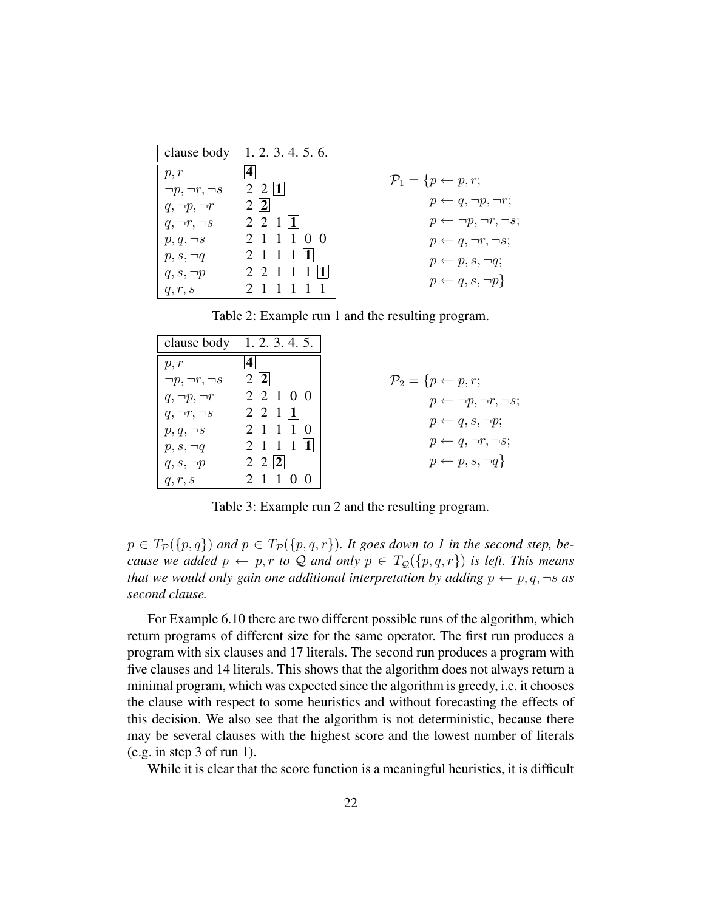| clause body | 1. | 2. | 3. | 4. | 5. | 6. |
|---|---|---|---|---|---|---|
| $p, r$ | **[4]** | | | | | |
| $\neg p, \neg r, \neg s$ | 2 | 2 | **[1]** | | | |
| $q, \neg p, \neg r$ | 2 | **[2]** | | | | |
| $q, \neg r, \neg s$ | 2 | 2 | 1 | **[1]** | | |
| $p, q, \neg s$ | 2 | 1 | 1 | 1 | 0 | 0 |
| $p, s, \neg q$ | 2 | 1 | 1 | 1 | **[1]** | |
| $q, s, \neg p$ | 2 | 2 | 1 | 1 | 1 | **[1]** |
| $q, r, s$ | 2 | 1 | 1 | 1 | 1 | 1 |

$$
\begin{aligned}
\mathcal{P}_1 = \{ & p \leftarrow p, r; \\
& p \leftarrow q, \neg p, \neg r; \\
& p \leftarrow \neg p, \neg r, \neg s; \\
& p \leftarrow q, \neg r, \neg s; \\
& p \leftarrow p, s, \neg q; \\
& p \leftarrow q, s, \neg p \}
\end{aligned}
$$

Table 2: Example run 1 and the resulting program.

| clause body | 1. | 2. | 3. | 4. | 5. |
|---|---|---|---|---|---|
| $p, r$ | **[4]** | | | | |
| $\neg p, \neg r, \neg s$ | 2 | **[2]** | | | |
| $q, \neg p, \neg r$ | 2 | 2 | 1 | 0 | 0 |
| $q, \neg r, \neg s$ | 2 | 2 | 1 | **[1]** | |
| $p, q, \neg s$ | 2 | 1 | 1 | 1 | 0 |
| $p, s, \neg q$ | 2 | 1 | 1 | 1 | **[1]** |
| $q, s, \neg p$ | 2 | 2 | **[2]** | | |
| $q, r, s$ | 2 | 1 | 1 | 0 | 0 |

$$
\begin{aligned}
\mathcal{P}_2 = \{ & p \leftarrow p, r; \\
& p \leftarrow \neg p, \neg r, \neg s; \\
& p \leftarrow q, s, \neg p; \\
& p \leftarrow q, \neg r, \neg s; \\
& p \leftarrow p, s, \neg q \}
\end{aligned}
$$

Table 3: Example run 2 and the resulting program.

*$p \in T_{\mathcal{P}}(\{p, q\})$ and $p \in T_{\mathcal{P}}(\{p, q, r\})$. It goes down to 1 in the second step, because we added $p \leftarrow p, r$ to $\mathcal{Q}$ and only $p \in T_{\mathcal{Q}}(\{p, q, r\})$ is left. This means that we would only gain one additional interpretation by adding $p \leftarrow p, q, \neg s$ as second clause.*

For Example 6.10 there are two different possible runs of the algorithm, which return programs of different size for the same operator. The first run produces a program with six clauses and 17 literals. The second run produces a program with five clauses and 14 literals. This shows that the algorithm does not always return a minimal program, which was expected since the algorithm is greedy, i.e. it chooses the clause with respect to some heuristics and without forecasting the effects of this decision. We also see that the algorithm is not deterministic, because there may be several clauses with the highest score and the lowest number of literals (e.g. in step 3 of run 1).

While it is clear that the score function is a meaningful heuristics, it is difficult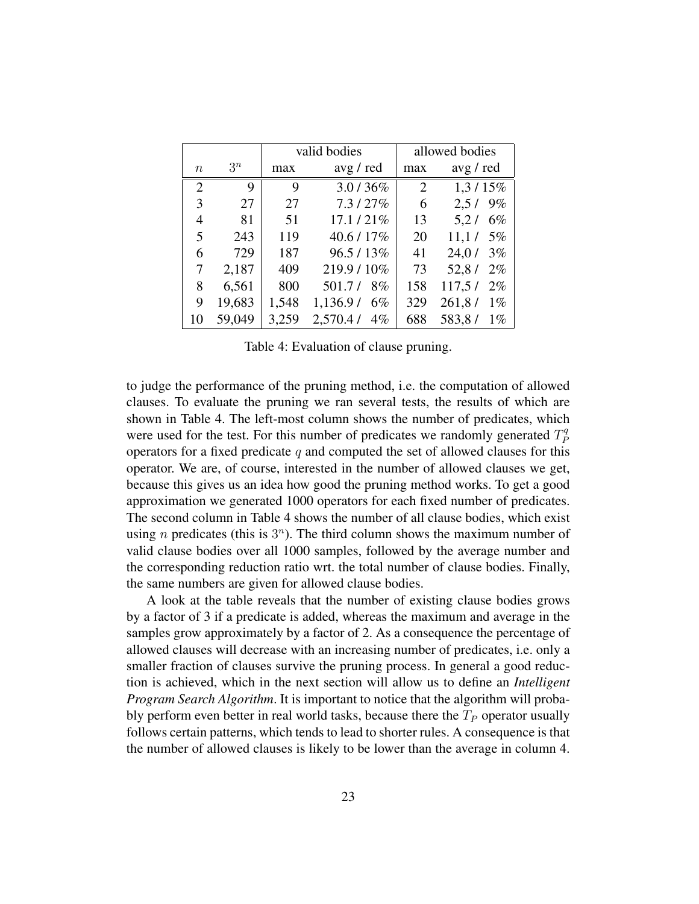|  |  | valid bodies |  | allowed bodies |  |
|---|---|---|---|---|---|
| $n$ | $3^n$ | max | avg / red | max | avg / red |
| 2 | 9 | 9 | 3.0 / 36% | 2 | 1,3 / 15% |
| 3 | 27 | 27 | 7.3 / 27% | 6 | 2,5 / 9% |
| 4 | 81 | 51 | 17.1 / 21% | 13 | 5,2 / 6% |
| 5 | 243 | 119 | 40.6 / 17% | 20 | 11,1 / 5% |
| 6 | 729 | 187 | 96.5 / 13% | 41 | 24,0 / 3% |
| 7 | 2,187 | 409 | 219.9 / 10% | 73 | 52,8 / 2% |
| 8 | 6,561 | 800 | 501.7 / 8% | 158 | 117,5 / 2% |
| 9 | 19,683 | 1,548 | 1,136.9 / 6% | 329 | 261,8 / 1% |
| 10 | 59,049 | 3,259 | 2,570.4 / 4% | 688 | 583,8 / 1% |

Table 4: Evaluation of clause pruning.

to judge the performance of the pruning method, i.e. the computation of allowed clauses. To evaluate the pruning we ran several tests, the results of which are shown in Table 4. The left-most column shows the number of predicates, which were used for the test. For this number of predicates we randomly generated $T_P^q$ operators for a fixed predicate $q$ and computed the set of allowed clauses for this operator. We are, of course, interested in the number of allowed clauses we get, because this gives us an idea how good the pruning method works. To get a good approximation we generated 1000 operators for each fixed number of predicates. The second column in Table 4 shows the number of all clause bodies, which exist using $n$ predicates (this is $3^n$). The third column shows the maximum number of valid clause bodies over all 1000 samples, followed by the average number and the corresponding reduction ratio wrt. the total number of clause bodies. Finally, the same numbers are given for allowed clause bodies.

A look at the table reveals that the number of existing clause bodies grows by a factor of 3 if a predicate is added, whereas the maximum and average in the samples grow approximately by a factor of 2. As a consequence the percentage of allowed clauses will decrease with an increasing number of predicates, i.e. only a smaller fraction of clauses survive the pruning process. In general a good reduction is achieved, which in the next section will allow us to define an *Intelligent Program Search Algorithm*. It is important to notice that the algorithm will probably perform even better in real world tasks, because there the $T_P$ operator usually follows certain patterns, which tends to lead to shorter rules. A consequence is that the number of allowed clauses is likely to be lower than the average in column 4.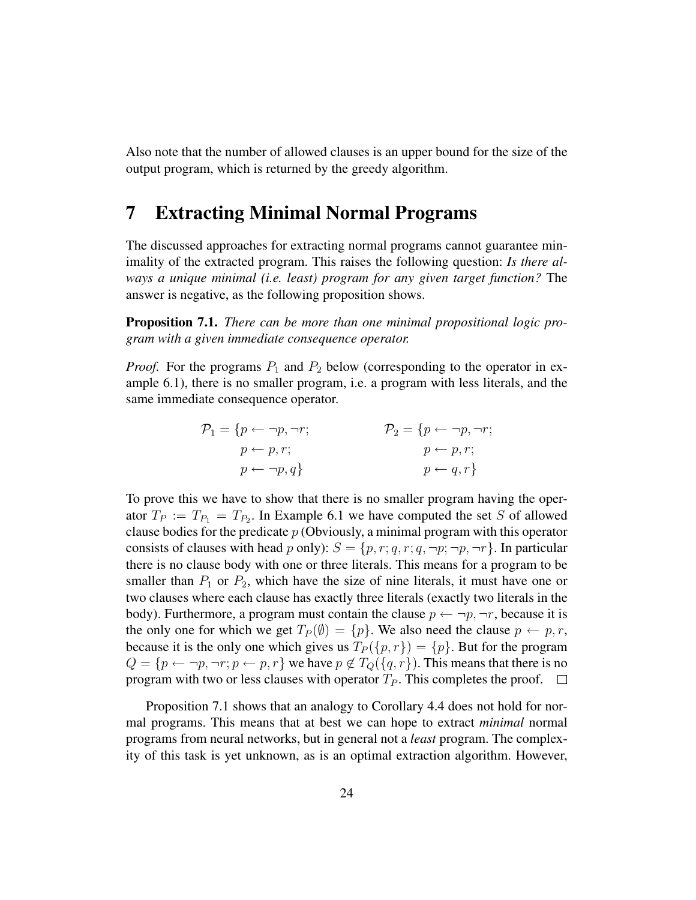Also note that the number of allowed clauses is an upper bound for the size of the output program, which is returned by the greedy algorithm.

# 7 Extracting Minimal Normal Programs

The discussed approaches for extracting normal programs cannot guarantee minimality of the extracted program. This raises the following question: ***Is there always a unique minimal (i.e. least) program for any given target function?*** The answer is negative, as the following proposition shows.

**Proposition 7.1.** *There can be more than one minimal propositional logic program with a given immediate consequence operator.*

*Proof.* For the programs $P_1$ and $P_2$ below (corresponding to the operator in example 6.1), there is no smaller program, i.e. a program with less literals, and the same immediate consequence operator.

$$
\begin{aligned}
\mathcal{P}_1 = \{ & p \leftarrow \neg p, \neg r; & \qquad \mathcal{P}_2 = \{ & p \leftarrow \neg p, \neg r; \\
& p \leftarrow p, r; & & p \leftarrow p, r; \\
& p \leftarrow \neg p, q\} & & p \leftarrow q, r\}
\end{aligned}
$$

To prove this we have to show that there is no smaller program having the operator $T_P := T_{P_1} = T_{P_2}$. In Example 6.1 we have computed the set $S$ of allowed clause bodies for the predicate $p$ (Obviously, a minimal program with this operator consists of clauses with head $p$ only): $S = \{p, r; q, r; q, \neg p; \neg p, \neg r\}$. In particular there is no clause body with one or three literals. This means for a program to be smaller than $P_1$ or $P_2$, which have the size of nine literals, it must have one or two clauses where each clause has exactly three literals (exactly two literals in the body). Furthermore, a program must contain the clause $p \leftarrow \neg p, \neg r$, because it is the only one for which we get $T_P(\emptyset) = \{p\}$. We also need the clause $p \leftarrow p, r$, because it is the only one which gives us $T_P(\{p, r\}) = \{p\}$. But for the program $Q = \{p \leftarrow \neg p, \neg r; p \leftarrow p, r\}$ we have $p \notin T_Q(\{q, r\})$. This means that there is no program with two or less clauses with operator $T_P$. This completes the proof. $\square$

Proposition 7.1 shows that an analogy to Corollary 4.4 does not hold for normal programs. This means that at best we can hope to extract *minimal* normal programs from neural networks, but in general not a *least* program. The complexity of this task is yet unknown, as is an optimal extraction algorithm. However,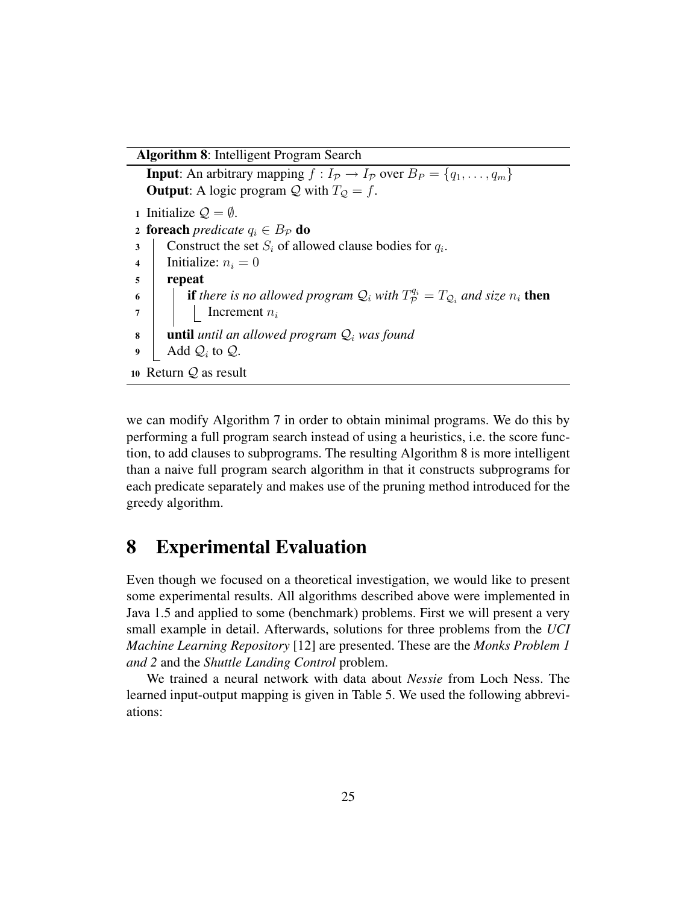**Algorithm 8**: Intelligent Program Search

```
Input: An arbitrary mapping f : I_P → I_P over B_P = {q_1, ..., q_m}
Output: A logic program Q with T_Q = f.

1  Initialize Q = ∅.
2  foreach predicate q_i ∈ B_P do
3      Construct the set S_i of allowed clause bodies for q_i.
4      Initialize: n_i = 0
5      repeat
6          if there is no allowed program Q_i with T_P^{q_i} = T_{Q_i} and size n_i then
7              Increment n_i
8      until until an allowed program Q_i was found
9      Add Q_i to Q.
10 Return Q as result
```

we can modify Algorithm 7 in order to obtain minimal programs. We do this by performing a full program search instead of using a heuristics, i.e. the score function, to add clauses to subprograms. The resulting Algorithm 8 is more intelligent than a naive full program search algorithm in that it constructs subprograms for each predicate separately and makes use of the pruning method introduced for the greedy algorithm.

# 8 Experimental Evaluation

Even though we focused on a theoretical investigation, we would like to present some experimental results. All algorithms described above were implemented in Java 1.5 and applied to some (benchmark) problems. First we will present a very small example in detail. Afterwards, solutions for three problems from the *UCI Machine Learning Repository* [12] are presented. These are the *Monks Problem 1 and 2* and the *Shuttle Landing Control* problem.

We trained a neural network with data about *Nessie* from Loch Ness. The learned input-output mapping is given in Table 5. We used the following abbreviations: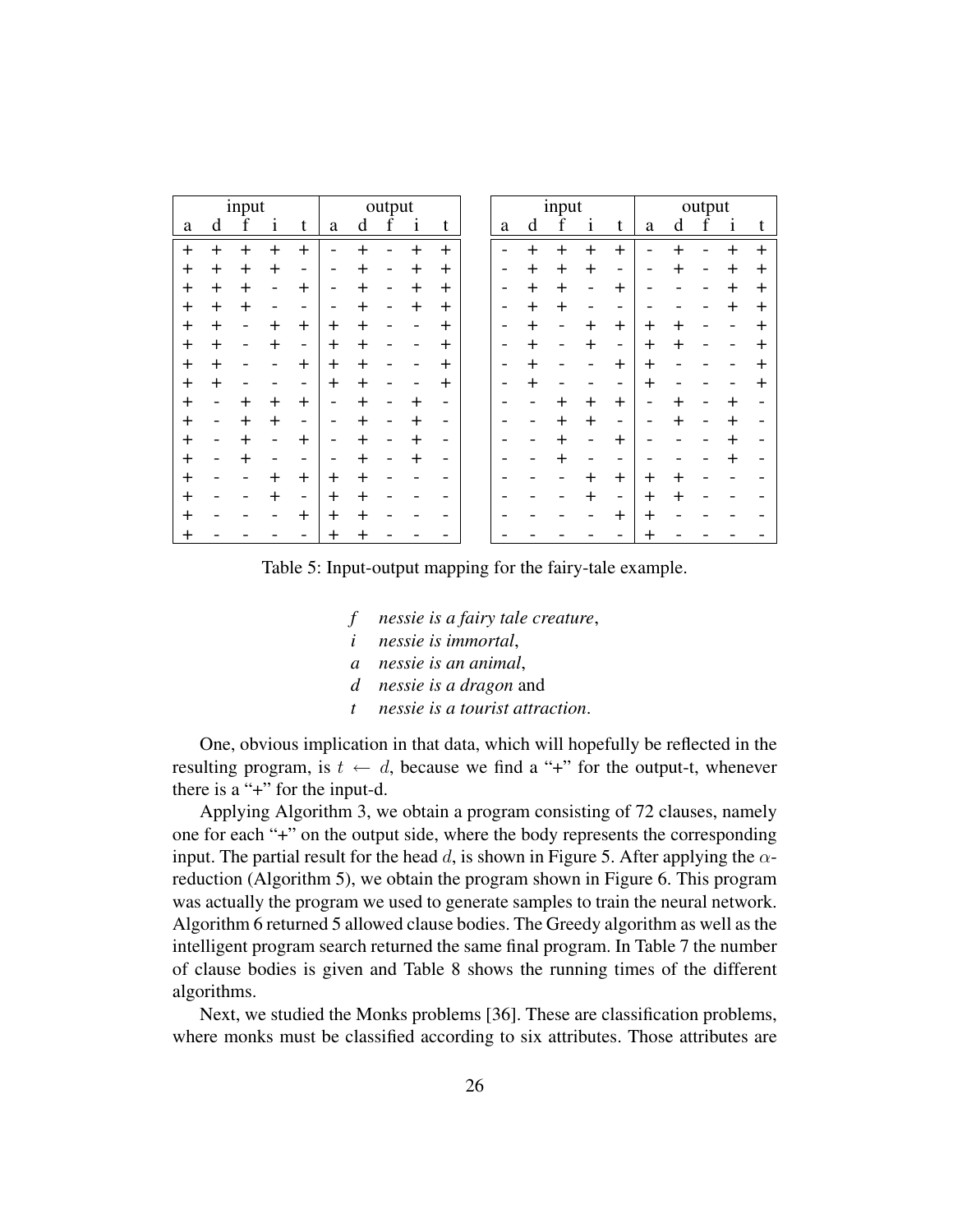| input | | | | | output | | | | | input | | | | | output | | | | |
|---|---|---|---|---|---|---|---|---|---|---|---|---|---|---|---|---|---|---|---|
| a | d | f | i | t | a | d | f | i | t | a | d | f | i | t | a | d | f | i | t |
| + | + | + | + | + | - | + | - | + | + | - | + | + | + | + | - | + | - | + | + |
| + | + | + | + | - | - | + | - | + | + | - | + | + | + | - | - | + | - | + | + |
| + | + | + | - | + | - | + | - | + | + | - | + | + | - | + | - | - | - | + | + |
| + | + | + | - | - | - | + | - | + | + | - | + | + | - | - | - | - | - | + | + |
| + | + | - | + | + | + | + | - | - | + | - | + | - | + | + | + | + | - | - | + |
| + | + | - | + | - | + | + | - | - | + | - | + | - | + | - | + | + | - | - | + |
| + | + | - | - | + | + | + | - | - | + | - | + | - | - | + | + | - | - | - | + |
| + | + | - | - | - | + | + | - | - | + | - | + | - | - | - | + | - | - | - | + |
| + | - | + | + | + | - | + | - | + | - | - | - | + | + | + | - | + | - | + | - |
| + | - | + | + | - | - | + | - | + | - | - | - | + | + | - | - | + | - | + | - |
| + | - | + | - | + | - | + | - | + | - | - | - | + | - | + | - | - | - | + | - |
| + | - | + | - | - | - | + | - | + | - | - | - | + | - | - | - | - | - | + | - |
| + | - | - | + | + | + | + | - | - | - | - | - | - | + | + | + | + | - | - | - |
| + | - | - | + | - | + | + | - | - | - | - | - | - | + | - | + | + | - | - | - |
| + | - | - | - | + | + | + | - | - | - | - | - | - | - | + | + | - | - | - | - |
| + | - | - | - | - | + | + | - | - | - | - | - | - | - | - | + | - | - | - | - |

Table 5: Input-output mapping for the fairy-tale example.

$f$ *nessie is a fairy tale creature*,
$i$ *nessie is immortal*,
$a$ *nessie is an animal*,
$d$ *nessie is a dragon* and
$t$ *nessie is a tourist attraction*.

One, obvious implication in that data, which will hopefully be reflected in the resulting program, is $t \leftarrow d$, because we find a "+" for the output-t, whenever there is a "+" for the input-d.

Applying Algorithm 3, we obtain a program consisting of 72 clauses, namely one for each "+" on the output side, where the body represents the corresponding input. The partial result for the head $d$, is shown in Figure 5. After applying the $\alpha$-reduction (Algorithm 5), we obtain the program shown in Figure 6. This program was actually the program we used to generate samples to train the neural network. Algorithm 6 returned 5 allowed clause bodies. The Greedy algorithm as well as the intelligent program search returned the same final program. In Table 7 the number of clause bodies is given and Table 8 shows the running times of the different algorithms.

Next, we studied the Monks problems [36]. These are classification problems, where monks must be classified according to six attributes. Those attributes are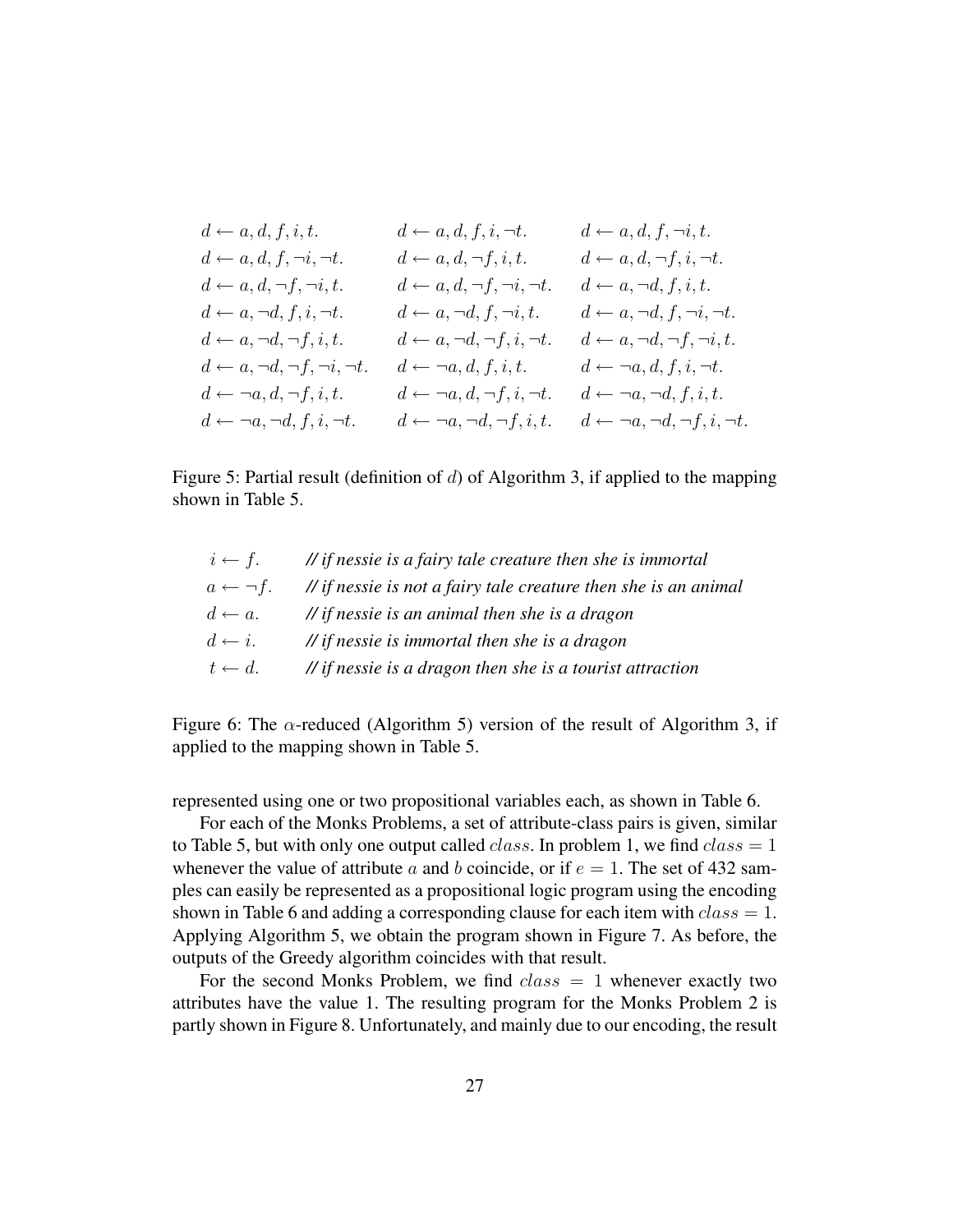$$
\begin{array}{lll}
d \leftarrow a, d, f, i, t. & d \leftarrow a, d, f, i, \neg t. & d \leftarrow a, d, f, \neg i, t. \\
d \leftarrow a, d, f, \neg i, \neg t. & d \leftarrow a, d, \neg f, i, t. & d \leftarrow a, d, \neg f, i, \neg t. \\
d \leftarrow a, d, \neg f, \neg i, t. & d \leftarrow a, d, \neg f, \neg i, \neg t. & d \leftarrow a, \neg d, f, i, t. \\
d \leftarrow a, \neg d, f, i, \neg t. & d \leftarrow a, \neg d, f, \neg i, t. & d \leftarrow a, \neg d, f, \neg i, \neg t. \\
d \leftarrow a, \neg d, \neg f, i, t. & d \leftarrow a, \neg d, \neg f, i, \neg t. & d \leftarrow a, \neg d, \neg f, \neg i, t. \\
d \leftarrow a, \neg d, \neg f, \neg i, \neg t. & d \leftarrow \neg a, d, f, i, t. & d \leftarrow \neg a, d, f, i, \neg t. \\
d \leftarrow \neg a, d, \neg f, i, t. & d \leftarrow \neg a, d, \neg f, i, \neg t. & d \leftarrow \neg a, \neg d, f, i, t. \\
d \leftarrow \neg a, \neg d, f, i, \neg t. & d \leftarrow \neg a, \neg d, \neg f, i, t. & d \leftarrow \neg a, \neg d, \neg f, i, \neg t.
\end{array}
$$

Figure 5: Partial result (definition of $d$) of Algorithm 3, if applied to the mapping shown in Table 5.

| | |
|---|---|
| $i \leftarrow f.$ | *// if nessie is a fairy tale creature then she is immortal* |
| $a \leftarrow \neg f.$ | *// if nessie is not a fairy tale creature then she is an animal* |
| $d \leftarrow a.$ | *// if nessie is an animal then she is a dragon* |
| $d \leftarrow i.$ | *// if nessie is immortal then she is a dragon* |
| $t \leftarrow d.$ | *// if nessie is a dragon then she is a tourist attraction* |

Figure 6: The $\alpha$-reduced (Algorithm 5) version of the result of Algorithm 3, if applied to the mapping shown in Table 5.

represented using one or two propositional variables each, as shown in Table 6.

For each of the Monks Problems, a set of attribute-class pairs is given, similar to Table 5, but with only one output called $class$. In problem 1, we find $class = 1$ whenever the value of attribute $a$ and $b$ coincide, or if $e = 1$. The set of 432 samples can easily be represented as a propositional logic program using the encoding shown in Table 6 and adding a corresponding clause for each item with $class = 1$. Applying Algorithm 5, we obtain the program shown in Figure 7. As before, the outputs of the Greedy algorithm coincides with that result.

For the second Monks Problem, we find $class = 1$ whenever exactly two attributes have the value 1. The resulting program for the Monks Problem 2 is partly shown in Figure 8. Unfortunately, and mainly due to our encoding, the result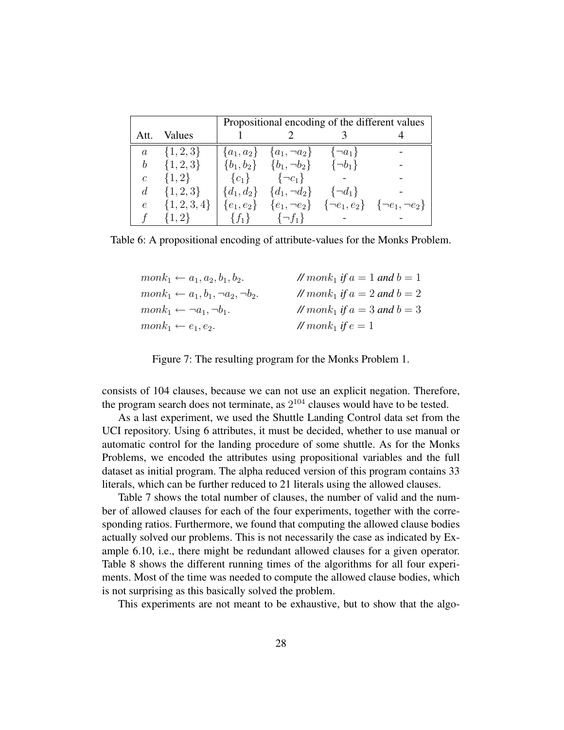| Att. | Values | Propositional encoding of the different values | | | |
|---|---|---|---|---|---|
| | | 1 | 2 | 3 | 4 |
| $a$ | $\{1,2,3\}$ | $\{a_1, a_2\}$ | $\{a_1, \neg a_2\}$ | $\{\neg a_1\}$ | - |
| $b$ | $\{1,2,3\}$ | $\{b_1, b_2\}$ | $\{b_1, \neg b_2\}$ | $\{\neg b_1\}$ | - |
| $c$ | $\{1,2\}$ | $\{c_1\}$ | $\{\neg c_1\}$ | - | - |
| $d$ | $\{1,2,3\}$ | $\{d_1, d_2\}$ | $\{d_1, \neg d_2\}$ | $\{\neg d_1\}$ | - |
| $e$ | $\{1,2,3,4\}$ | $\{e_1, e_2\}$ | $\{e_1, \neg e_2\}$ | $\{\neg e_1, e_2\}$ | $\{\neg e_1, \neg e_2\}$ |
| $f$ | $\{1,2\}$ | $\{f_1\}$ | $\{\neg f_1\}$ | - | - |

Table 6: A propositional encoding of attribute-values for the Monks Problem.

$monk_1 \leftarrow a_1, a_2, b_1, b_2.$ // $monk_1$ *if* $a = 1$ *and* $b = 1$

$monk_1 \leftarrow a_1, b_1, \neg a_2, \neg b_2.$ // $monk_1$ *if* $a = 2$ *and* $b = 2$

$monk_1 \leftarrow \neg a_1, \neg b_1.$ // $monk_1$ *if* $a = 3$ *and* $b = 3$

$monk_1 \leftarrow e_1, e_2.$ // $monk_1$ *if* $e = 1$

Figure 7: The resulting program for the Monks Problem 1.

consists of 104 clauses, because we can not use an explicit negation. Therefore, the program search does not terminate, as $2^{104}$ clauses would have to be tested.

As a last experiment, we used the Shuttle Landing Control data set from the UCI repository. Using 6 attributes, it must be decided, whether to use manual or automatic control for the landing procedure of some shuttle. As for the Monks Problems, we encoded the attributes using propositional variables and the full dataset as initial program. The alpha reduced version of this program contains 33 literals, which can be further reduced to 21 literals using the allowed clauses.

Table 7 shows the total number of clauses, the number of valid and the number of allowed clauses for each of the four experiments, together with the corresponding ratios. Furthermore, we found that computing the allowed clause bodies actually solved our problems. This is not necessarily the case as indicated by Example 6.10, i.e., there might be redundant allowed clauses for a given operator. Table 8 shows the different running times of the algorithms for all four experiments. Most of the time was needed to compute the allowed clause bodies, which is not surprising as this basically solved the problem.

This experiments are not meant to be exhaustive, but to show that the algo-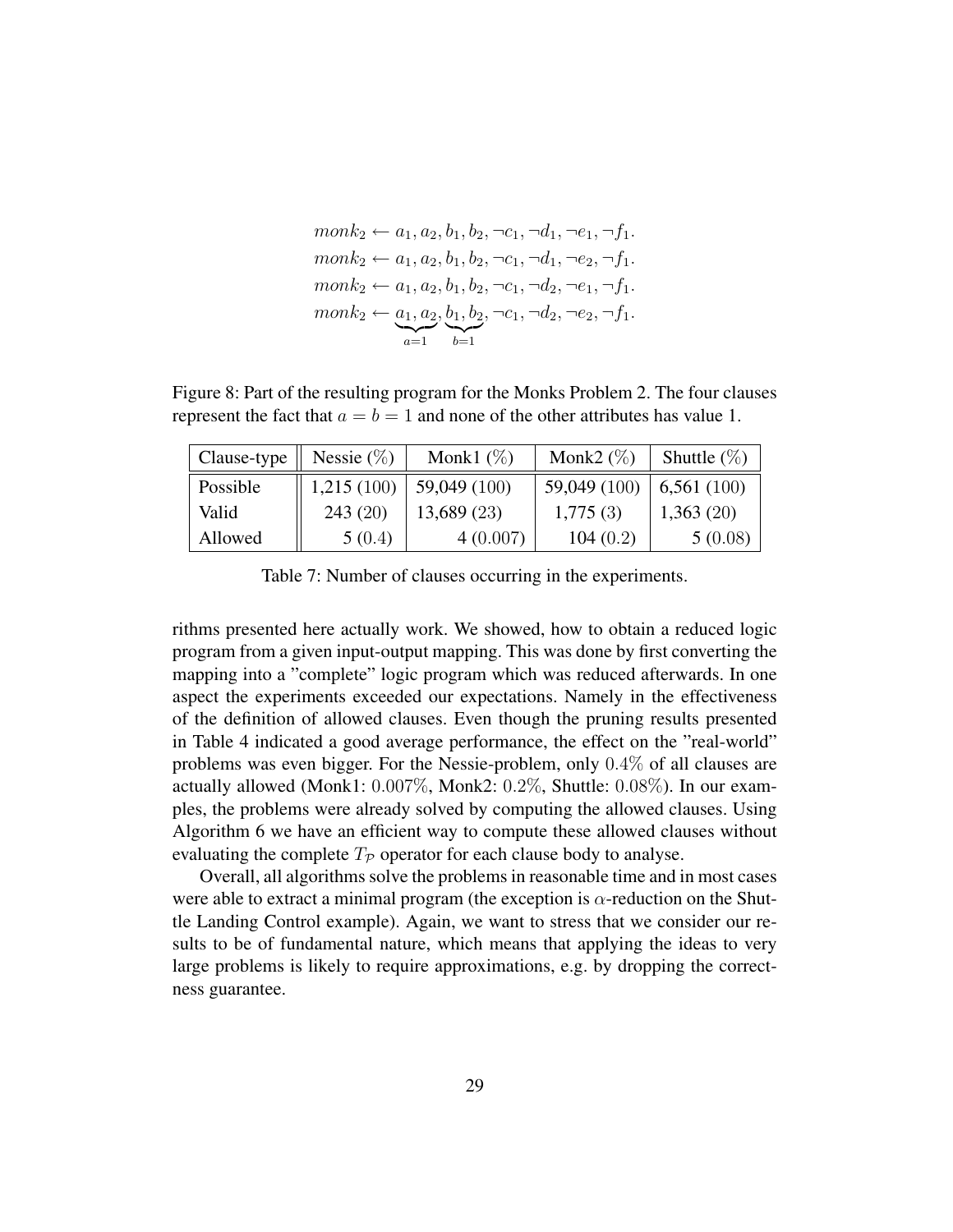$$monk_2 \leftarrow a_1, a_2, b_1, b_2, \neg c_1, \neg d_1, \neg e_1, \neg f_1.$$
$$monk_2 \leftarrow a_1, a_2, b_1, b_2, \neg c_1, \neg d_1, \neg e_2, \neg f_1.$$
$$monk_2 \leftarrow a_1, a_2, b_1, b_2, \neg c_1, \neg d_2, \neg e_1, \neg f_1.$$
$$monk_2 \leftarrow \underbrace{a_1, a_2}_{a=1}, \underbrace{b_1, b_2}_{b=1}, \neg c_1, \neg d_2, \neg e_2, \neg f_1.$$

Figure 8: Part of the resulting program for the Monks Problem 2. The four clauses represent the fact that $a = b = 1$ and none of the other attributes has value 1.

| Clause-type | Nessie (%) | Monk1 (%) | Monk2 (%) | Shuttle (%) |
|---|---|---|---|---|
| Possible | 1,215 (100) | 59,049 (100) | 59,049 (100) | 6,561 (100) |
| Valid | 243 (20) | 13,689 (23) | 1,775 (3) | 1,363 (20) |
| Allowed | 5 (0.4) | 4 (0.007) | 104 (0.2) | 5 (0.08) |

Table 7: Number of clauses occurring in the experiments.

rithms presented here actually work. We showed, how to obtain a reduced logic program from a given input-output mapping. This was done by first converting the mapping into a "complete" logic program which was reduced afterwards. In one aspect the experiments exceeded our expectations. Namely in the effectiveness of the definition of allowed clauses. Even though the pruning results presented in Table 4 indicated a good average performance, the effect on the "real-world" problems was even bigger. For the Nessie-problem, only $0.4\%$ of all clauses are actually allowed (Monk1: $0.007\%$, Monk2: $0.2\%$, Shuttle: $0.08\%$). In our examples, the problems were already solved by computing the allowed clauses. Using Algorithm 6 we have an efficient way to compute these allowed clauses without evaluating the complete $T_{\mathcal{P}}$ operator for each clause body to analyse.

Overall, all algorithms solve the problems in reasonable time and in most cases were able to extract a minimal program (the exception is $\alpha$-reduction on the Shuttle Landing Control example). Again, we want to stress that we consider our results to be of fundamental nature, which means that applying the ideas to very large problems is likely to require approximations, e.g. by dropping the correctness guarantee.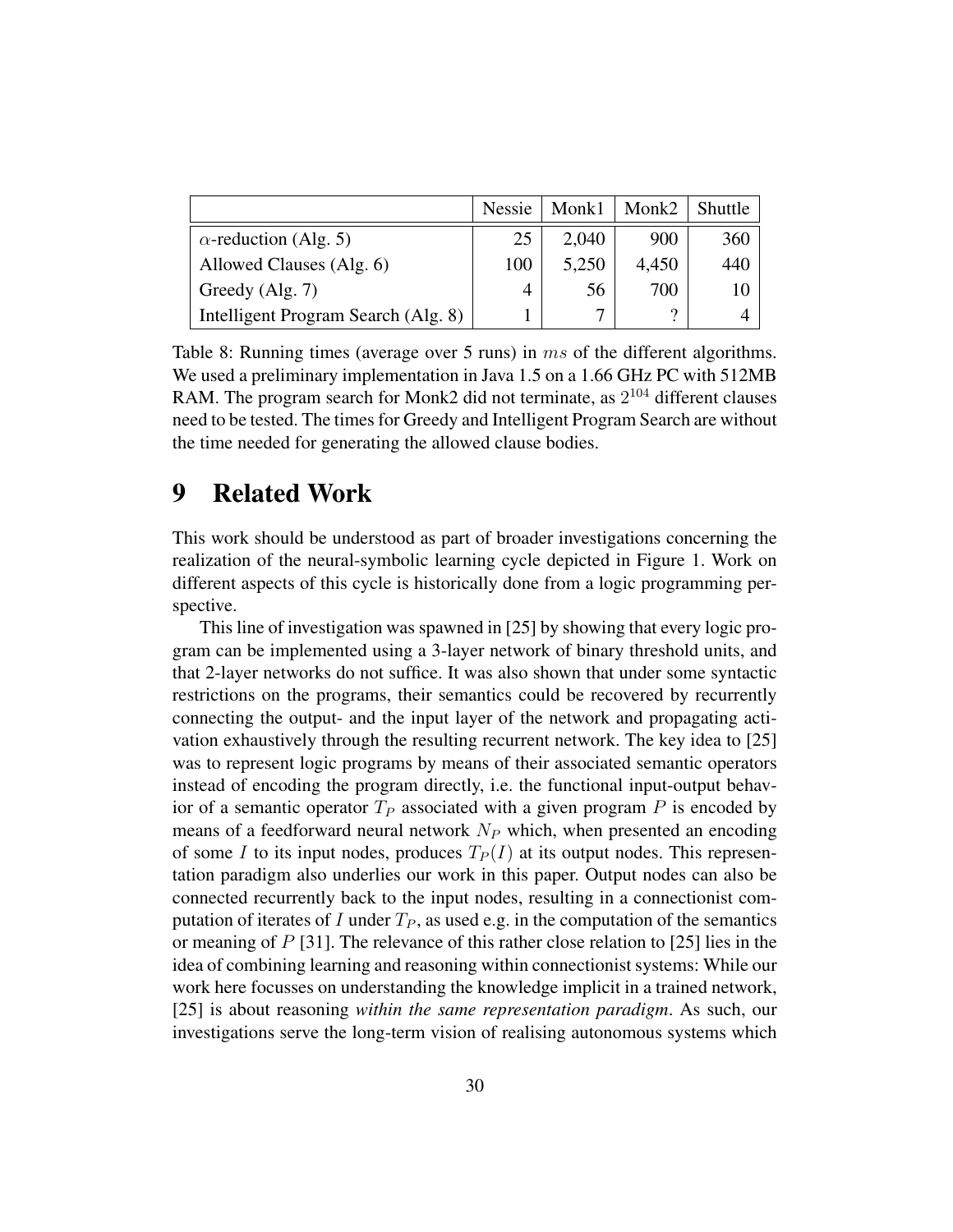| | Nessie | Monk1 | Monk2 | Shuttle |
|---|---|---|---|---|
| $\alpha$-reduction (Alg. 5) | 25 | 2,040 | 900 | 360 |
| Allowed Clauses (Alg. 6) | 100 | 5,250 | 4,450 | 440 |
| Greedy (Alg. 7) | 4 | 56 | 700 | 10 |
| Intelligent Program Search (Alg. 8) | 1 | 7 | ? | 4 |

Table 8: Running times (average over 5 runs) in $ms$ of the different algorithms. We used a preliminary implementation in Java 1.5 on a 1.66 GHz PC with 512MB RAM. The program search for Monk2 did not terminate, as $2^{104}$ different clauses need to be tested. The times for Greedy and Intelligent Program Search are without the time needed for generating the allowed clause bodies.

# 9 Related Work

This work should be understood as part of broader investigations concerning the realization of the neural-symbolic learning cycle depicted in Figure 1. Work on different aspects of this cycle is historically done from a logic programming perspective.

This line of investigation was spawned in [25] by showing that every logic program can be implemented using a 3-layer network of binary threshold units, and that 2-layer networks do not suffice. It was also shown that under some syntactic restrictions on the programs, their semantics could be recovered by recurrently connecting the output- and the input layer of the network and propagating activation exhaustively through the resulting recurrent network. The key idea to [25] was to represent logic programs by means of their associated semantic operators instead of encoding the program directly, i.e. the functional input-output behavior of a semantic operator $T_P$ associated with a given program $P$ is encoded by means of a feedforward neural network $N_P$ which, when presented an encoding of some $I$ to its input nodes, produces $T_P(I)$ at its output nodes. This representation paradigm also underlies our work in this paper. Output nodes can also be connected recurrently back to the input nodes, resulting in a connectionist computation of iterates of $I$ under $T_P$, as used e.g. in the computation of the semantics or meaning of $P$ [31]. The relevance of this rather close relation to [25] lies in the idea of combining learning and reasoning within connectionist systems: While our work here focusses on understanding the knowledge implicit in a trained network, [25] is about reasoning *within the same representation paradigm*. As such, our investigations serve the long-term vision of realising autonomous systems which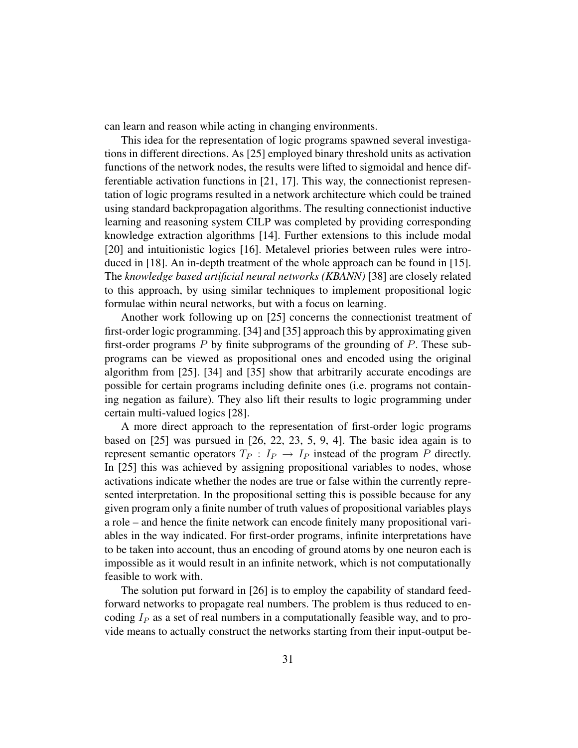can learn and reason while acting in changing environments.

This idea for the representation of logic programs spawned several investigations in different directions. As [25] employed binary threshold units as activation functions of the network nodes, the results were lifted to sigmoidal and hence differentiable activation functions in [21, 17]. This way, the connectionist representation of logic programs resulted in a network architecture which could be trained using standard backpropagation algorithms. The resulting connectionist inductive learning and reasoning system CILP was completed by providing corresponding knowledge extraction algorithms [14]. Further extensions to this include modal [20] and intuitionistic logics [16]. Metalevel priories between rules were introduced in [18]. An in-depth treatment of the whole approach can be found in [15]. The *knowledge based artificial neural networks (KBANN)* [38] are closely related to this approach, by using similar techniques to implement propositional logic formulae within neural networks, but with a focus on learning.

Another work following up on [25] concerns the connectionist treatment of first-order logic programming. [34] and [35] approach this by approximating given first-order programs $P$ by finite subprograms of the grounding of $P$. These subprograms can be viewed as propositional ones and encoded using the original algorithm from [25]. [34] and [35] show that arbitrarily accurate encodings are possible for certain programs including definite ones (i.e. programs not containing negation as failure). They also lift their results to logic programming under certain multi-valued logics [28].

A more direct approach to the representation of first-order logic programs based on [25] was pursued in [26, 22, 23, 5, 9, 4]. The basic idea again is to represent semantic operators $T_P : I_P \rightarrow I_P$ instead of the program $P$ directly. In [25] this was achieved by assigning propositional variables to nodes, whose activations indicate whether the nodes are true or false within the currently represented interpretation. In the propositional setting this is possible because for any given program only a finite number of truth values of propositional variables plays a role – and hence the finite network can encode finitely many propositional variables in the way indicated. For first-order programs, infinite interpretations have to be taken into account, thus an encoding of ground atoms by one neuron each is impossible as it would result in an infinite network, which is not computationally feasible to work with.

The solution put forward in [26] is to employ the capability of standard feedforward networks to propagate real numbers. The problem is thus reduced to encoding $I_P$ as a set of real numbers in a computationally feasible way, and to provide means to actually construct the networks starting from their input-output be-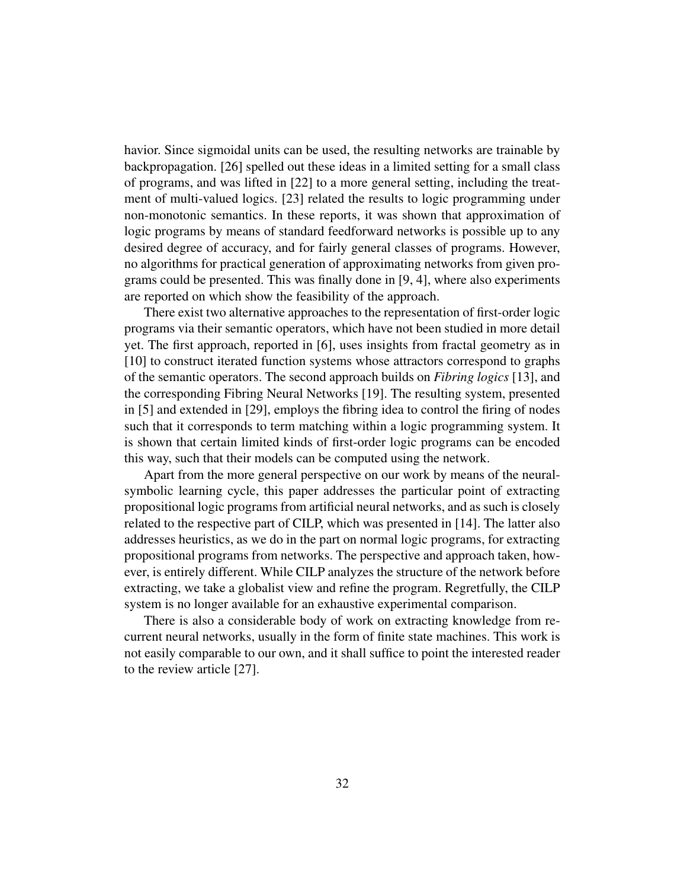havior. Since sigmoidal units can be used, the resulting networks are trainable by backpropagation. [26] spelled out these ideas in a limited setting for a small class of programs, and was lifted in [22] to a more general setting, including the treatment of multi-valued logics. [23] related the results to logic programming under non-monotonic semantics. In these reports, it was shown that approximation of logic programs by means of standard feedforward networks is possible up to any desired degree of accuracy, and for fairly general classes of programs. However, no algorithms for practical generation of approximating networks from given programs could be presented. This was finally done in [9, 4], where also experiments are reported on which show the feasibility of the approach.

There exist two alternative approaches to the representation of first-order logic programs via their semantic operators, which have not been studied in more detail yet. The first approach, reported in [6], uses insights from fractal geometry as in [10] to construct iterated function systems whose attractors correspond to graphs of the semantic operators. The second approach builds on *Fibring logics* [13], and the corresponding Fibring Neural Networks [19]. The resulting system, presented in [5] and extended in [29], employs the fibring idea to control the firing of nodes such that it corresponds to term matching within a logic programming system. It is shown that certain limited kinds of first-order logic programs can be encoded this way, such that their models can be computed using the network.

Apart from the more general perspective on our work by means of the neural-symbolic learning cycle, this paper addresses the particular point of extracting propositional logic programs from artificial neural networks, and as such is closely related to the respective part of CILP, which was presented in [14]. The latter also addresses heuristics, as we do in the part on normal logic programs, for extracting propositional programs from networks. The perspective and approach taken, however, is entirely different. While CILP analyzes the structure of the network before extracting, we take a globalist view and refine the program. Regretfully, the CILP system is no longer available for an exhaustive experimental comparison.

There is also a considerable body of work on extracting knowledge from recurrent neural networks, usually in the form of finite state machines. This work is not easily comparable to our own, and it shall suffice to point the interested reader to the review article [27].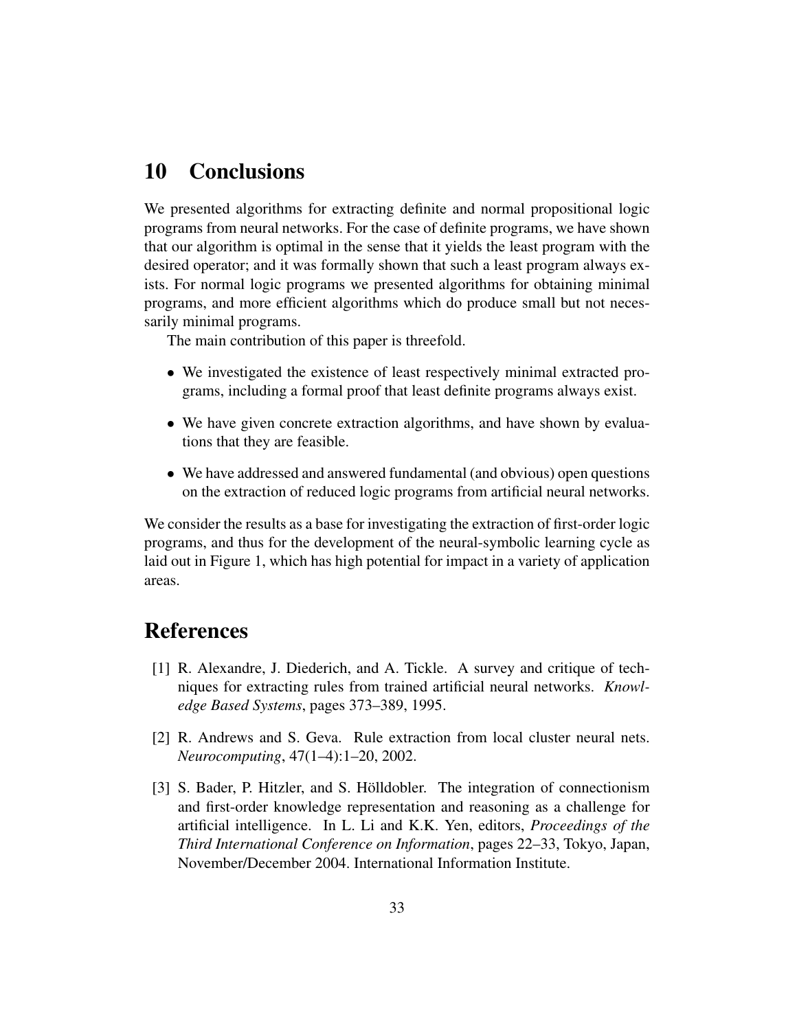## 10 Conclusions

We presented algorithms for extracting definite and normal propositional logic programs from neural networks. For the case of definite programs, we have shown that our algorithm is optimal in the sense that it yields the least program with the desired operator; and it was formally shown that such a least program always exists. For normal logic programs we presented algorithms for obtaining minimal programs, and more efficient algorithms which do produce small but not necessarily minimal programs.

The main contribution of this paper is threefold.

- We investigated the existence of least respectively minimal extracted programs, including a formal proof that least definite programs always exist.
- We have given concrete extraction algorithms, and have shown by evaluations that they are feasible.
- We have addressed and answered fundamental (and obvious) open questions on the extraction of reduced logic programs from artificial neural networks.

We consider the results as a base for investigating the extraction of first-order logic programs, and thus for the development of the neural-symbolic learning cycle as laid out in Figure 1, which has high potential for impact in a variety of application areas.

## References

[1] R. Alexandre, J. Diederich, and A. Tickle. A survey and critique of techniques for extracting rules from trained artificial neural networks. *Knowledge Based Systems*, pages 373–389, 1995.

[2] R. Andrews and S. Geva. Rule extraction from local cluster neural nets. *Neurocomputing*, 47(1–4):1–20, 2002.

[3] S. Bader, P. Hitzler, and S. Hölldobler. The integration of connectionism and first-order knowledge representation and reasoning as a challenge for artificial intelligence. In L. Li and K.K. Yen, editors, *Proceedings of the Third International Conference on Information*, pages 22–33, Tokyo, Japan, November/December 2004. International Information Institute.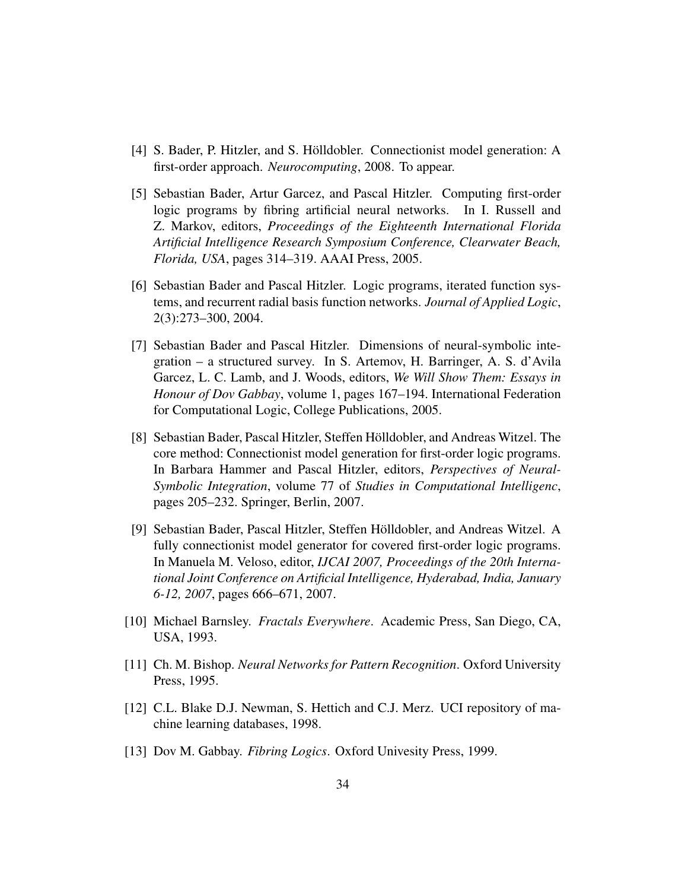[4] S. Bader, P. Hitzler, and S. Hölldobler. Connectionist model generation: A first-order approach. *Neurocomputing*, 2008. To appear.

[5] Sebastian Bader, Artur Garcez, and Pascal Hitzler. Computing first-order logic programs by fibring artificial neural networks. In I. Russell and Z. Markov, editors, *Proceedings of the Eighteenth International Florida Artificial Intelligence Research Symposium Conference, Clearwater Beach, Florida, USA*, pages 314–319. AAAI Press, 2005.

[6] Sebastian Bader and Pascal Hitzler. Logic programs, iterated function systems, and recurrent radial basis function networks. *Journal of Applied Logic*, 2(3):273–300, 2004.

[7] Sebastian Bader and Pascal Hitzler. Dimensions of neural-symbolic integration – a structured survey. In S. Artemov, H. Barringer, A. S. d'Avila Garcez, L. C. Lamb, and J. Woods, editors, *We Will Show Them: Essays in Honour of Dov Gabbay*, volume 1, pages 167–194. International Federation for Computational Logic, College Publications, 2005.

[8] Sebastian Bader, Pascal Hitzler, Steffen Hölldobler, and Andreas Witzel. The core method: Connectionist model generation for first-order logic programs. In Barbara Hammer and Pascal Hitzler, editors, *Perspectives of Neural-Symbolic Integration*, volume 77 of *Studies in Computational Intelligenc*, pages 205–232. Springer, Berlin, 2007.

[9] Sebastian Bader, Pascal Hitzler, Steffen Hölldobler, and Andreas Witzel. A fully connectionist model generator for covered first-order logic programs. In Manuela M. Veloso, editor, *IJCAI 2007, Proceedings of the 20th International Joint Conference on Artificial Intelligence, Hyderabad, India, January 6-12, 2007*, pages 666–671, 2007.

[10] Michael Barnsley. *Fractals Everywhere*. Academic Press, San Diego, CA, USA, 1993.

[11] Ch. M. Bishop. *Neural Networks for Pattern Recognition*. Oxford University Press, 1995.

[12] C.L. Blake D.J. Newman, S. Hettich and C.J. Merz. UCI repository of machine learning databases, 1998.

[13] Dov M. Gabbay. *Fibring Logics*. Oxford Univesity Press, 1999.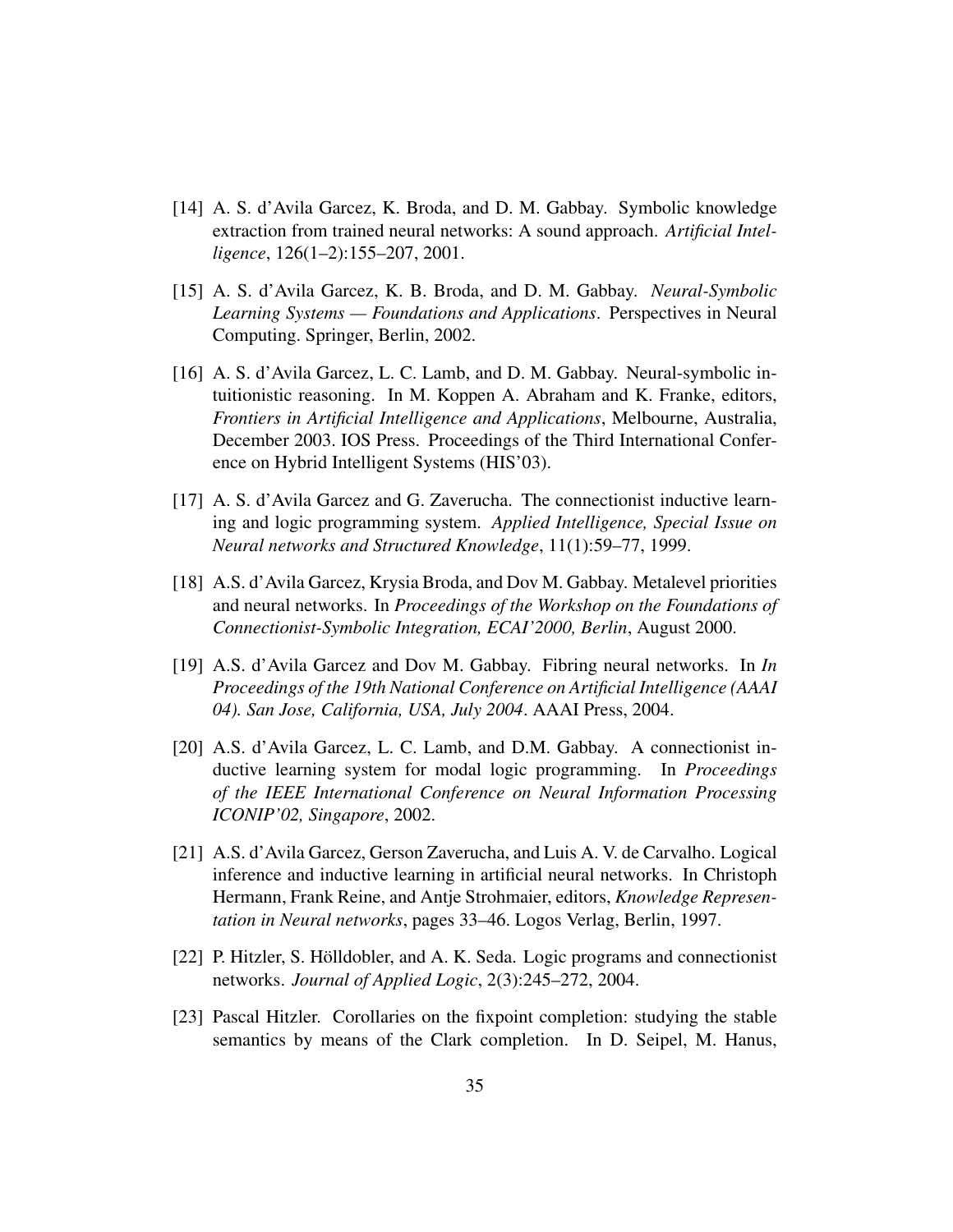[14] A. S. d'Avila Garcez, K. Broda, and D. M. Gabbay. Symbolic knowledge extraction from trained neural networks: A sound approach. *Artificial Intelligence*, 126(1–2):155–207, 2001.

[15] A. S. d'Avila Garcez, K. B. Broda, and D. M. Gabbay. *Neural-Symbolic Learning Systems — Foundations and Applications*. Perspectives in Neural Computing. Springer, Berlin, 2002.

[16] A. S. d'Avila Garcez, L. C. Lamb, and D. M. Gabbay. Neural-symbolic intuitionistic reasoning. In M. Koppen A. Abraham and K. Franke, editors, *Frontiers in Artificial Intelligence and Applications*, Melbourne, Australia, December 2003. IOS Press. Proceedings of the Third International Conference on Hybrid Intelligent Systems (HIS'03).

[17] A. S. d'Avila Garcez and G. Zaverucha. The connectionist inductive learning and logic programming system. *Applied Intelligence, Special Issue on Neural networks and Structured Knowledge*, 11(1):59–77, 1999.

[18] A.S. d'Avila Garcez, Krysia Broda, and Dov M. Gabbay. Metalevel priorities and neural networks. In *Proceedings of the Workshop on the Foundations of Connectionist-Symbolic Integration, ECAI'2000, Berlin*, August 2000.

[19] A.S. d'Avila Garcez and Dov M. Gabbay. Fibring neural networks. In *In Proceedings of the 19th National Conference on Artificial Intelligence (AAAI 04). San Jose, California, USA, July 2004*. AAAI Press, 2004.

[20] A.S. d'Avila Garcez, L. C. Lamb, and D.M. Gabbay. A connectionist inductive learning system for modal logic programming. In *Proceedings of the IEEE International Conference on Neural Information Processing ICONIP'02, Singapore*, 2002.

[21] A.S. d'Avila Garcez, Gerson Zaverucha, and Luis A. V. de Carvalho. Logical inference and inductive learning in artificial neural networks. In Christoph Hermann, Frank Reine, and Antje Strohmaier, editors, *Knowledge Representation in Neural networks*, pages 33–46. Logos Verlag, Berlin, 1997.

[22] P. Hitzler, S. Hölldobler, and A. K. Seda. Logic programs and connectionist networks. *Journal of Applied Logic*, 2(3):245–272, 2004.

[23] Pascal Hitzler. Corollaries on the fixpoint completion: studying the stable semantics by means of the Clark completion. In D. Seipel, M. Hanus,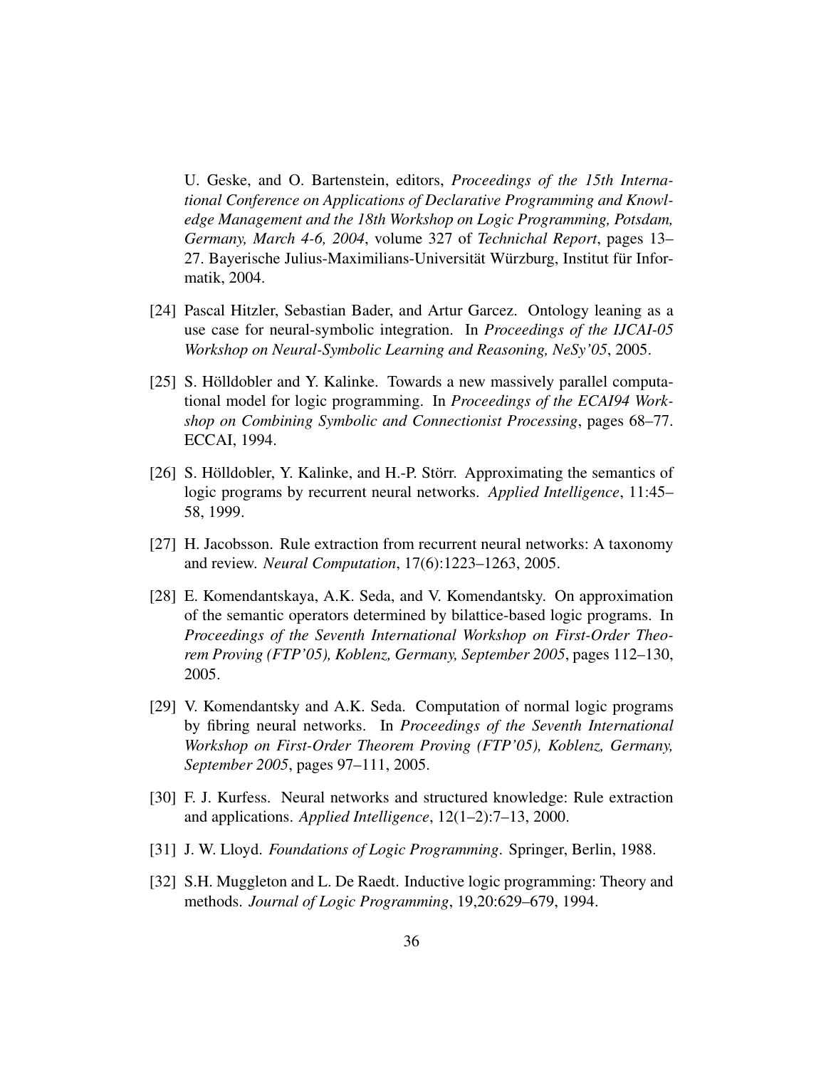U. Geske, and O. Bartenstein, editors, *Proceedings of the 15th International Conference on Applications of Declarative Programming and Knowledge Management and the 18th Workshop on Logic Programming, Potsdam, Germany, March 4-6, 2004*, volume 327 of *Technichal Report*, pages 13–27. Bayerische Julius-Maximilians-Universität Würzburg, Institut für Informatik, 2004.

[24] Pascal Hitzler, Sebastian Bader, and Artur Garcez. Ontology leaning as a use case for neural-symbolic integration. In *Proceedings of the IJCAI-05 Workshop on Neural-Symbolic Learning and Reasoning, NeSy'05*, 2005.

[25] S. Hölldobler and Y. Kalinke. Towards a new massively parallel computational model for logic programming. In *Proceedings of the ECAI94 Workshop on Combining Symbolic and Connectionist Processing*, pages 68–77. ECCAI, 1994.

[26] S. Hölldobler, Y. Kalinke, and H.-P. Störr. Approximating the semantics of logic programs by recurrent neural networks. *Applied Intelligence*, 11:45–58, 1999.

[27] H. Jacobsson. Rule extraction from recurrent neural networks: A taxonomy and review. *Neural Computation*, 17(6):1223–1263, 2005.

[28] E. Komendantskaya, A.K. Seda, and V. Komendantsky. On approximation of the semantic operators determined by bilattice-based logic programs. In *Proceedings of the Seventh International Workshop on First-Order Theorem Proving (FTP'05), Koblenz, Germany, September 2005*, pages 112–130, 2005.

[29] V. Komendantsky and A.K. Seda. Computation of normal logic programs by fibring neural networks. In *Proceedings of the Seventh International Workshop on First-Order Theorem Proving (FTP'05), Koblenz, Germany, September 2005*, pages 97–111, 2005.

[30] F. J. Kurfess. Neural networks and structured knowledge: Rule extraction and applications. *Applied Intelligence*, 12(1–2):7–13, 2000.

[31] J. W. Lloyd. *Foundations of Logic Programming*. Springer, Berlin, 1988.

[32] S.H. Muggleton and L. De Raedt. Inductive logic programming: Theory and methods. *Journal of Logic Programming*, 19,20:629–679, 1994.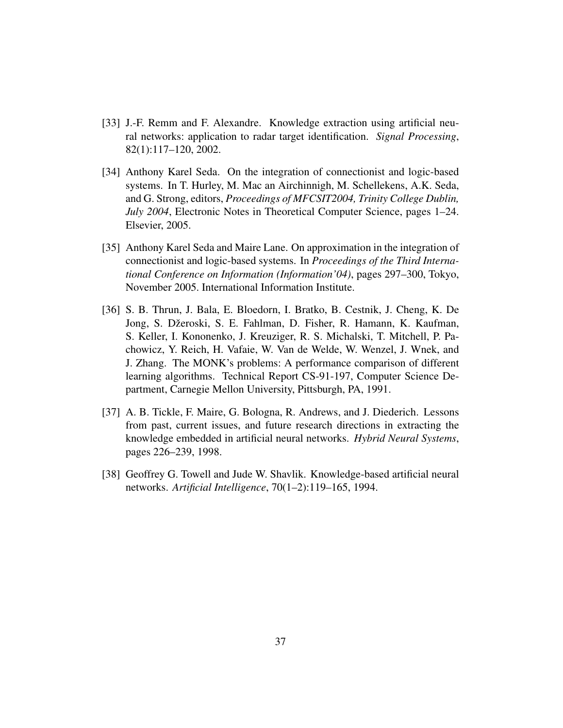[33] J.-F. Remm and F. Alexandre. Knowledge extraction using artificial neural networks: application to radar target identification. *Signal Processing*, 82(1):117–120, 2002.

[34] Anthony Karel Seda. On the integration of connectionist and logic-based systems. In T. Hurley, M. Mac an Airchinnigh, M. Schellekens, A.K. Seda, and G. Strong, editors, *Proceedings of MFCSIT2004, Trinity College Dublin, July 2004*, Electronic Notes in Theoretical Computer Science, pages 1–24. Elsevier, 2005.

[35] Anthony Karel Seda and Maire Lane. On approximation in the integration of connectionist and logic-based systems. In *Proceedings of the Third International Conference on Information (Information'04)*, pages 297–300, Tokyo, November 2005. International Information Institute.

[36] S. B. Thrun, J. Bala, E. Bloedorn, I. Bratko, B. Cestnik, J. Cheng, K. De Jong, S. Džeroski, S. E. Fahlman, D. Fisher, R. Hamann, K. Kaufman, S. Keller, I. Kononenko, J. Kreuziger, R. S. Michalski, T. Mitchell, P. Pachowicz, Y. Reich, H. Vafaie, W. Van de Welde, W. Wenzel, J. Wnek, and J. Zhang. The MONK's problems: A performance comparison of different learning algorithms. Technical Report CS-91-197, Computer Science Department, Carnegie Mellon University, Pittsburgh, PA, 1991.

[37] A. B. Tickle, F. Maire, G. Bologna, R. Andrews, and J. Diederich. Lessons from past, current issues, and future research directions in extracting the knowledge embedded in artificial neural networks. *Hybrid Neural Systems*, pages 226–239, 1998.

[38] Geoffrey G. Towell and Jude W. Shavlik. Knowledge-based artificial neural networks. *Artificial Intelligence*, 70(1–2):119–165, 1994.